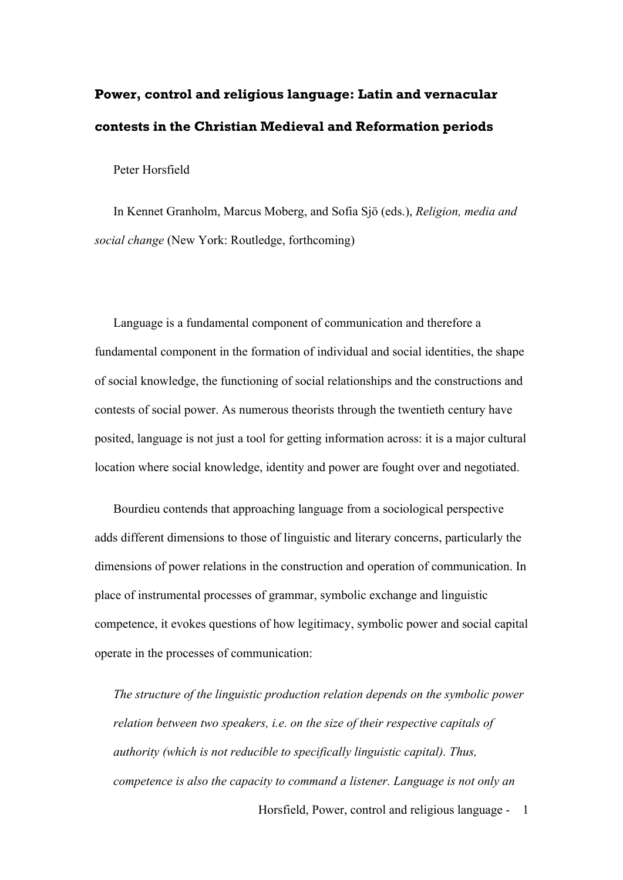# Power, control and religious language: Latin and vernacular contests in the Christian Medieval and Reformation periods

Peter Horsfield

In Kennet Granholm, Marcus Moberg, and Sofia Sjö (eds.), *Religion, media and social change* (New York: Routledge, forthcoming)

Language is a fundamental component of communication and therefore a fundamental component in the formation of individual and social identities, the shape of social knowledge, the functioning of social relationships and the constructions and contests of social power. As numerous theorists through the twentieth century have posited, language is not just a tool for getting information across: it is a major cultural location where social knowledge, identity and power are fought over and negotiated.

Bourdieu contends that approaching language from a sociological perspective adds different dimensions to those of linguistic and literary concerns, particularly the dimensions of power relations in the construction and operation of communication. In place of instrumental processes of grammar, symbolic exchange and linguistic competence, it evokes questions of how legitimacy, symbolic power and social capital operate in the processes of communication:

> *The structure of the linguistic production relation depends on the symbolic power relation between two speakers, i.e. on the size of their respective capitals of authority (which is not reducible to specifically linguistic capital). Thus, competence is also the capacity to command a listener. Language is not only an*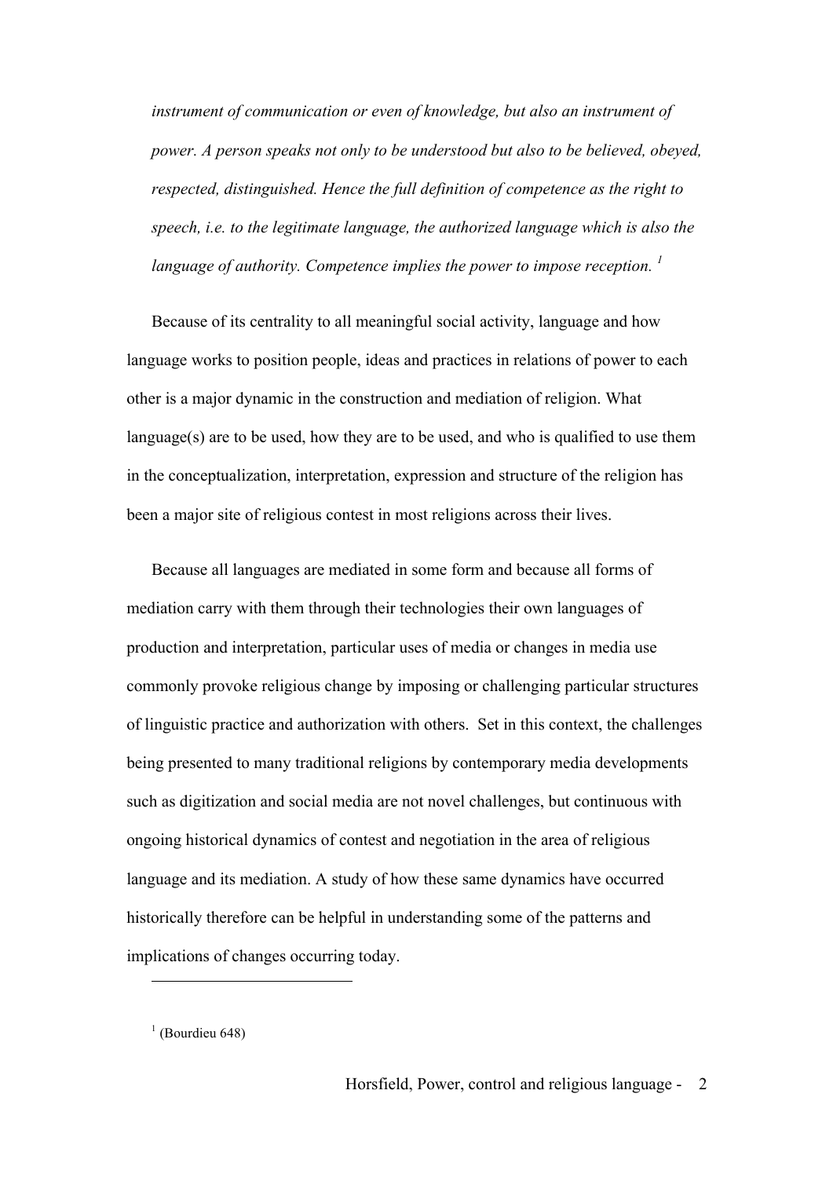*instrument of communication or even of knowledge, but also an instrument of power. A person speaks not only to be understood but also to be believed, obeyed, respected, distinguished. Hence the full definition of competence as the right to speech, i.e. to the legitimate language, the authorized language which is also the language of authority. Competence implies the power to impose reception.* [1]

Because of its centrality to all meaningful social activity, language and how language works to position people, ideas and practices in relations of power to each other is a major dynamic in the construction and mediation of religion. What language(s) are to be used, how they are to be used, and who is qualified to use them in the conceptualization, interpretation, expression and structure of the religion has been a major site of religious contest in most religions across their lives.

Because all languages are mediated in some form and because all forms of mediation carry with them through their technologies their own languages of production and interpretation, particular uses of media or changes in media use commonly provoke religious change by imposing or challenging particular structures of linguistic practice and authorization with others. Set in this context, the challenges being presented to many traditional religions by contemporary media developments such as digitization and social media are not novel challenges, but continuous with ongoing historical dynamics of contest and negotiation in the area of religious language and its mediation. A study of how these same dynamics have occurred historically therefore can be helpful in understanding some of the patterns and implications of changes occurring today.

---

[1] (Bourdieu 648)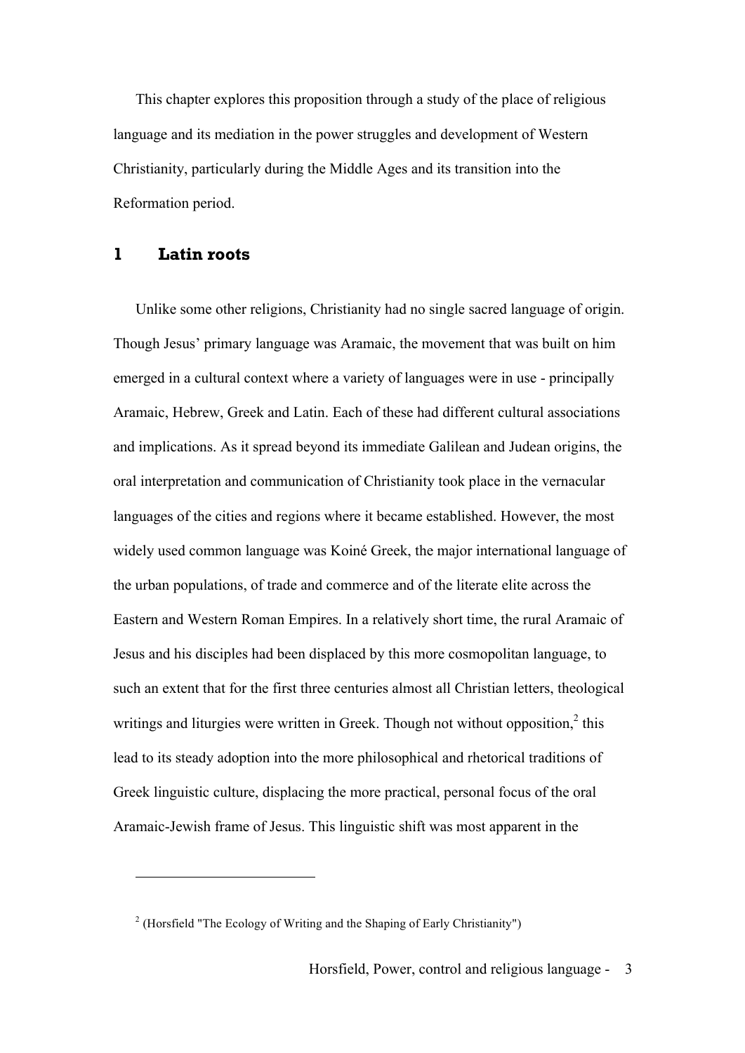This chapter explores this proposition through a study of the place of religious language and its mediation in the power struggles and development of Western Christianity, particularly during the Middle Ages and its transition into the Reformation period.

## 1 Latin roots

Unlike some other religions, Christianity had no single sacred language of origin. Though Jesus' primary language was Aramaic, the movement that was built on him emerged in a cultural context where a variety of languages were in use - principally Aramaic, Hebrew, Greek and Latin. Each of these had different cultural associations and implications. As it spread beyond its immediate Galilean and Judean origins, the oral interpretation and communication of Christianity took place in the vernacular languages of the cities and regions where it became established. However, the most widely used common language was Koiné Greek, the major international language of the urban populations, of trade and commerce and of the literate elite across the Eastern and Western Roman Empires. In a relatively short time, the rural Aramaic of Jesus and his disciples had been displaced by this more cosmopolitan language, to such an extent that for the first three centuries almost all Christian letters, theological writings and liturgies were written in Greek. Though not without opposition,[2] this lead to its steady adoption into the more philosophical and rhetorical traditions of Greek linguistic culture, displacing the more practical, personal focus of the oral Aramaic-Jewish frame of Jesus. This linguistic shift was most apparent in the

---

[2] (Horsfield "The Ecology of Writing and the Shaping of Early Christianity")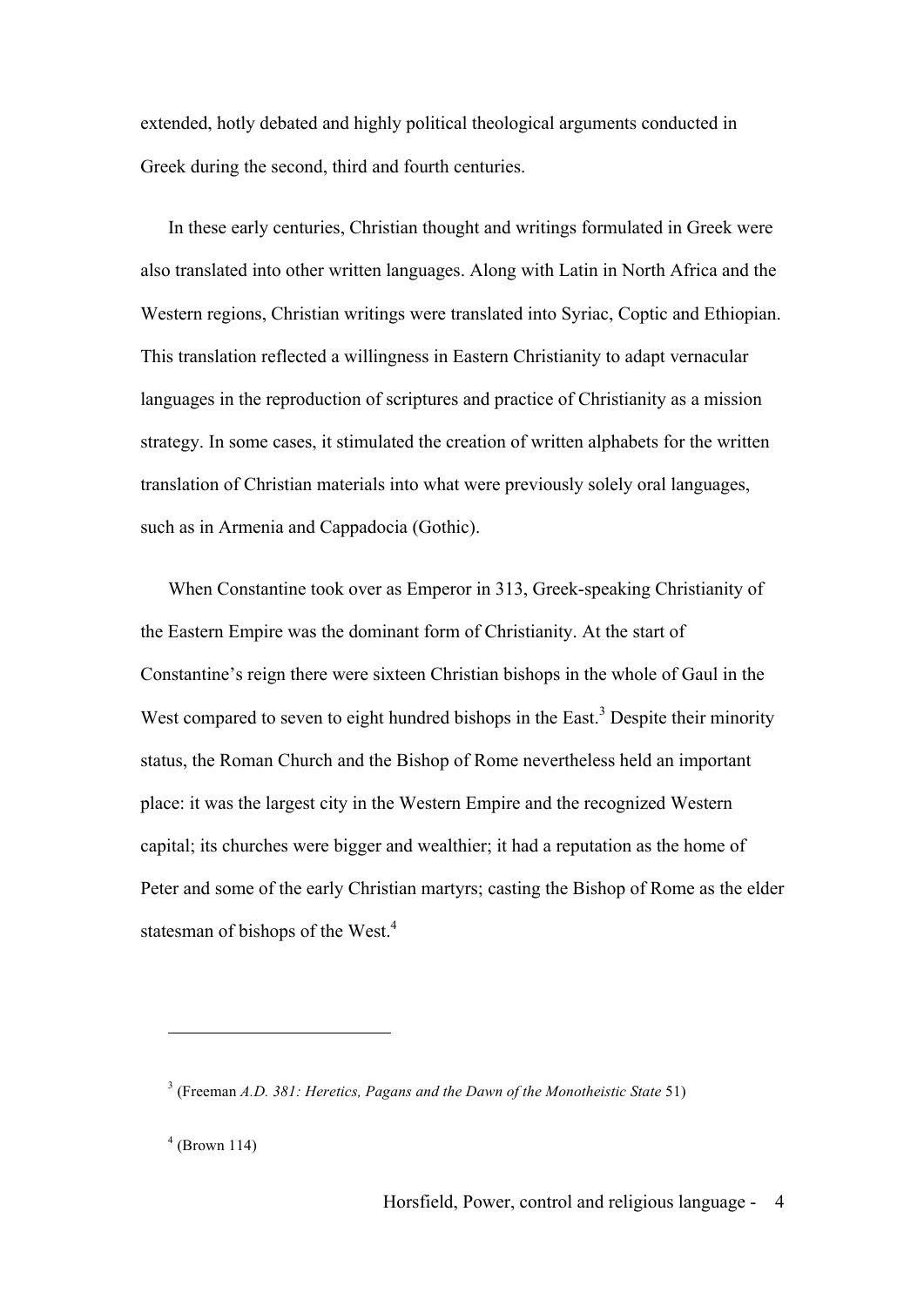extended, hotly debated and highly political theological arguments conducted in Greek during the second, third and fourth centuries.

In these early centuries, Christian thought and writings formulated in Greek were also translated into other written languages. Along with Latin in North Africa and the Western regions, Christian writings were translated into Syriac, Coptic and Ethiopian. This translation reflected a willingness in Eastern Christianity to adapt vernacular languages in the reproduction of scriptures and practice of Christianity as a mission strategy. In some cases, it stimulated the creation of written alphabets for the written translation of Christian materials into what were previously solely oral languages, such as in Armenia and Cappadocia (Gothic).

When Constantine took over as Emperor in 313, Greek-speaking Christianity of the Eastern Empire was the dominant form of Christianity. At the start of Constantine's reign there were sixteen Christian bishops in the whole of Gaul in the West compared to seven to eight hundred bishops in the East.[3] Despite their minority status, the Roman Church and the Bishop of Rome nevertheless held an important place: it was the largest city in the Western Empire and the recognized Western capital; its churches were bigger and wealthier; it had a reputation as the home of Peter and some of the early Christian martyrs; casting the Bishop of Rome as the elder statesman of bishops of the West.[4]

---

[3] (Freeman *A.D. 381: Heretics, Pagans and the Dawn of the Monotheistic State* 51)

[4] (Brown 114)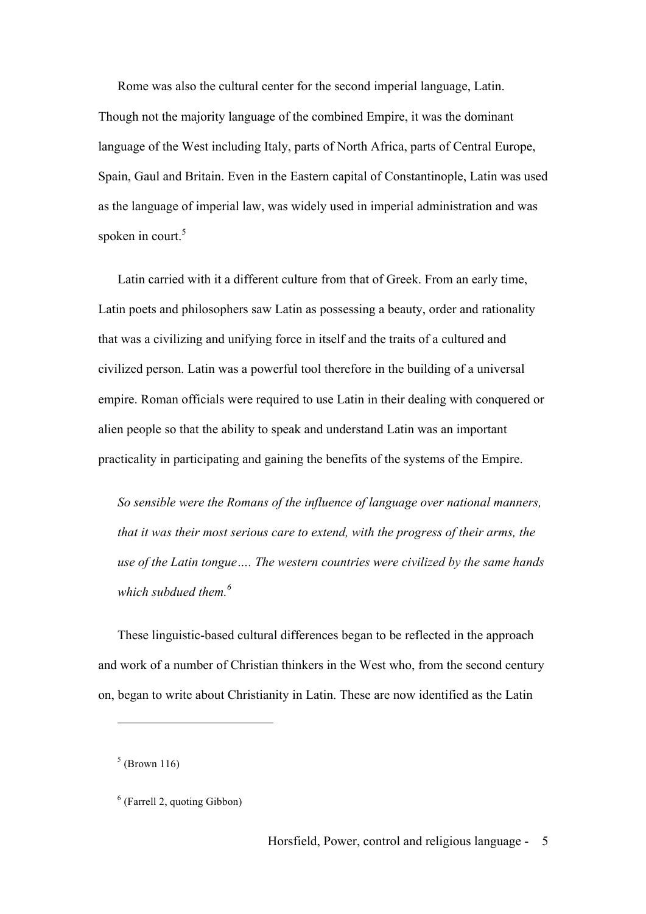Rome was also the cultural center for the second imperial language, Latin. Though not the majority language of the combined Empire, it was the dominant language of the West including Italy, parts of North Africa, parts of Central Europe, Spain, Gaul and Britain. Even in the Eastern capital of Constantinople, Latin was used as the language of imperial law, was widely used in imperial administration and was spoken in court.[5]

Latin carried with it a different culture from that of Greek. From an early time, Latin poets and philosophers saw Latin as possessing a beauty, order and rationality that was a civilizing and unifying force in itself and the traits of a cultured and civilized person. Latin was a powerful tool therefore in the building of a universal empire. Roman officials were required to use Latin in their dealing with conquered or alien people so that the ability to speak and understand Latin was an important practicality in participating and gaining the benefits of the systems of the Empire.

> *So sensible were the Romans of the influence of language over national manners, that it was their most serious care to extend, with the progress of their arms, the use of the Latin tongue…. The western countries were civilized by the same hands which subdued them.*[6]

These linguistic-based cultural differences began to be reflected in the approach and work of a number of Christian thinkers in the West who, from the second century on, began to write about Christianity in Latin. These are now identified as the Latin

[5] (Brown 116)

[6] (Farrell 2, quoting Gibbon)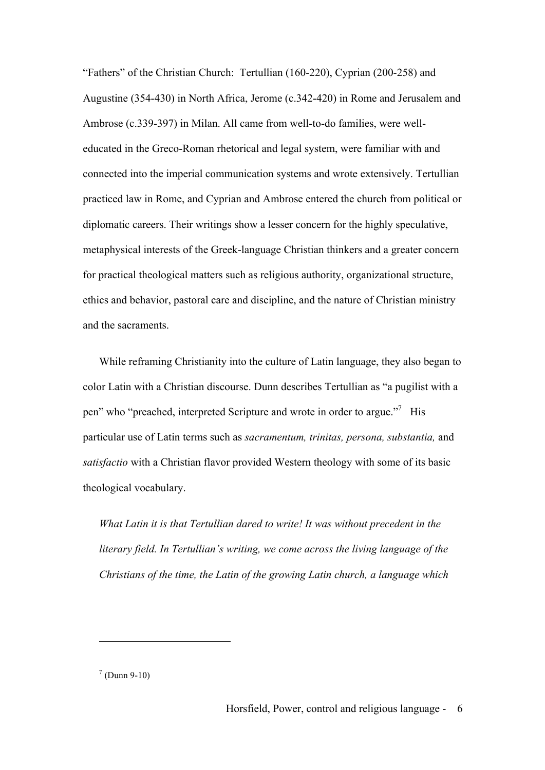"Fathers" of the Christian Church: Tertullian (160-220), Cyprian (200-258) and Augustine (354-430) in North Africa, Jerome (c.342-420) in Rome and Jerusalem and Ambrose (c.339-397) in Milan. All came from well-to-do families, were well-educated in the Greco-Roman rhetorical and legal system, were familiar with and connected into the imperial communication systems and wrote extensively. Tertullian practiced law in Rome, and Cyprian and Ambrose entered the church from political or diplomatic careers. Their writings show a lesser concern for the highly speculative, metaphysical interests of the Greek-language Christian thinkers and a greater concern for practical theological matters such as religious authority, organizational structure, ethics and behavior, pastoral care and discipline, and the nature of Christian ministry and the sacraments.

While reframing Christianity into the culture of Latin language, they also began to color Latin with a Christian discourse. Dunn describes Tertullian as "a pugilist with a pen" who "preached, interpreted Scripture and wrote in order to argue."[7] His particular use of Latin terms such as *sacramentum, trinitas, persona, substantia,* and *satisfactio* with a Christian flavor provided Western theology with some of its basic theological vocabulary.

> *What Latin it is that Tertullian dared to write! It was without precedent in the literary field. In Tertullian's writing, we come across the living language of the Christians of the time, the Latin of the growing Latin church, a language which*

[7] (Dunn 9-10)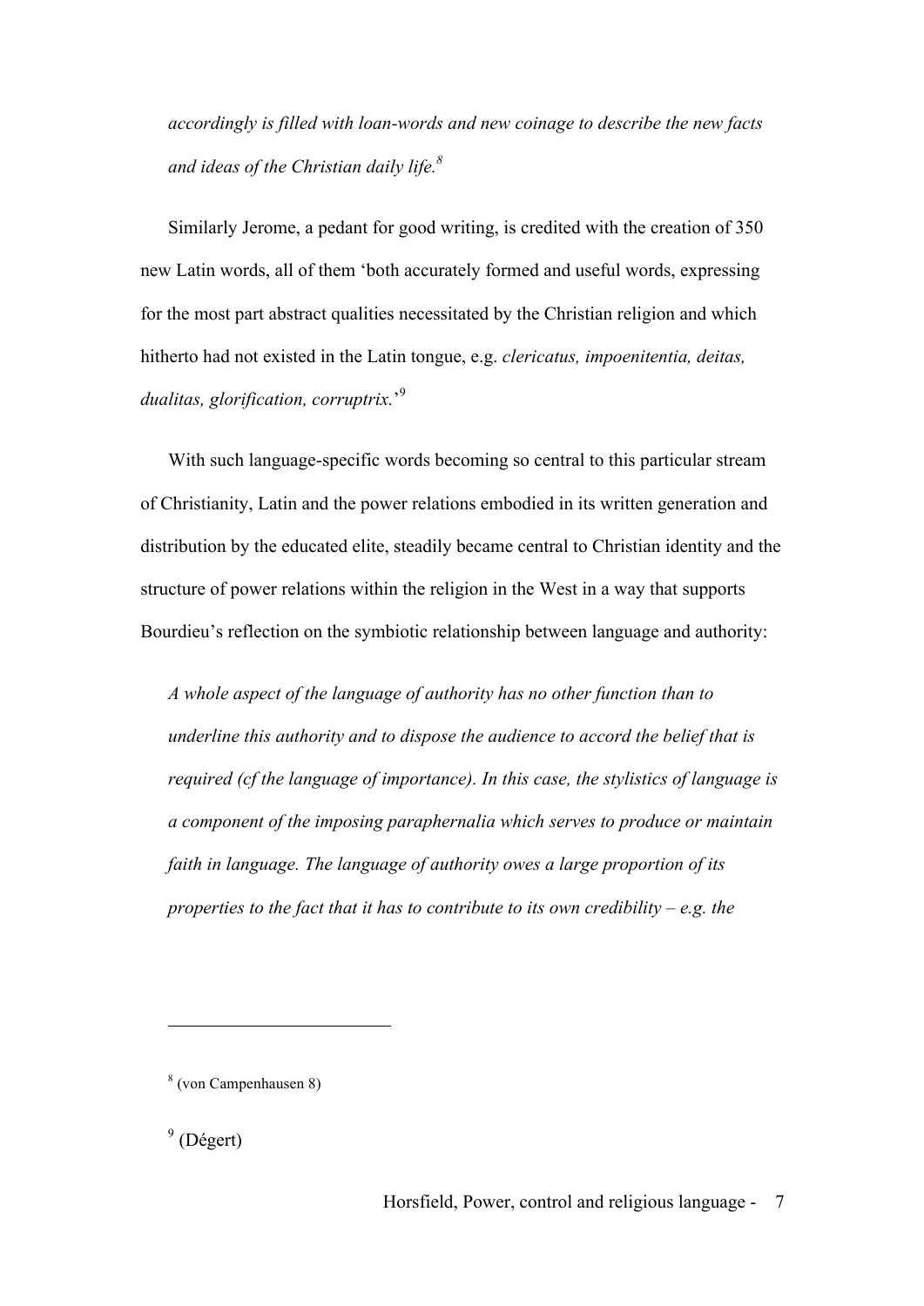*accordingly is filled with loan-words and new coinage to describe the new facts and ideas of the Christian daily life.*[8]

Similarly Jerome, a pedant for good writing, is credited with the creation of 350 new Latin words, all of them 'both accurately formed and useful words, expressing for the most part abstract qualities necessitated by the Christian religion and which hitherto had not existed in the Latin tongue, e.g. *clericatus, impoenitentia, deitas, dualitas, glorification, corruptrix.*'[9]

With such language-specific words becoming so central to this particular stream of Christianity, Latin and the power relations embodied in its written generation and distribution by the educated elite, steadily became central to Christian identity and the structure of power relations within the religion in the West in a way that supports Bourdieu's reflection on the symbiotic relationship between language and authority:

> *A whole aspect of the language of authority has no other function than to underline this authority and to dispose the audience to accord the belief that is required (cf the language of importance). In this case, the stylistics of language is a component of the imposing paraphernalia which serves to produce or maintain faith in language. The language of authority owes a large proportion of its properties to the fact that it has to contribute to its own credibility – e.g. the*

---

[8] (von Campenhausen 8)

[9] (Dégert)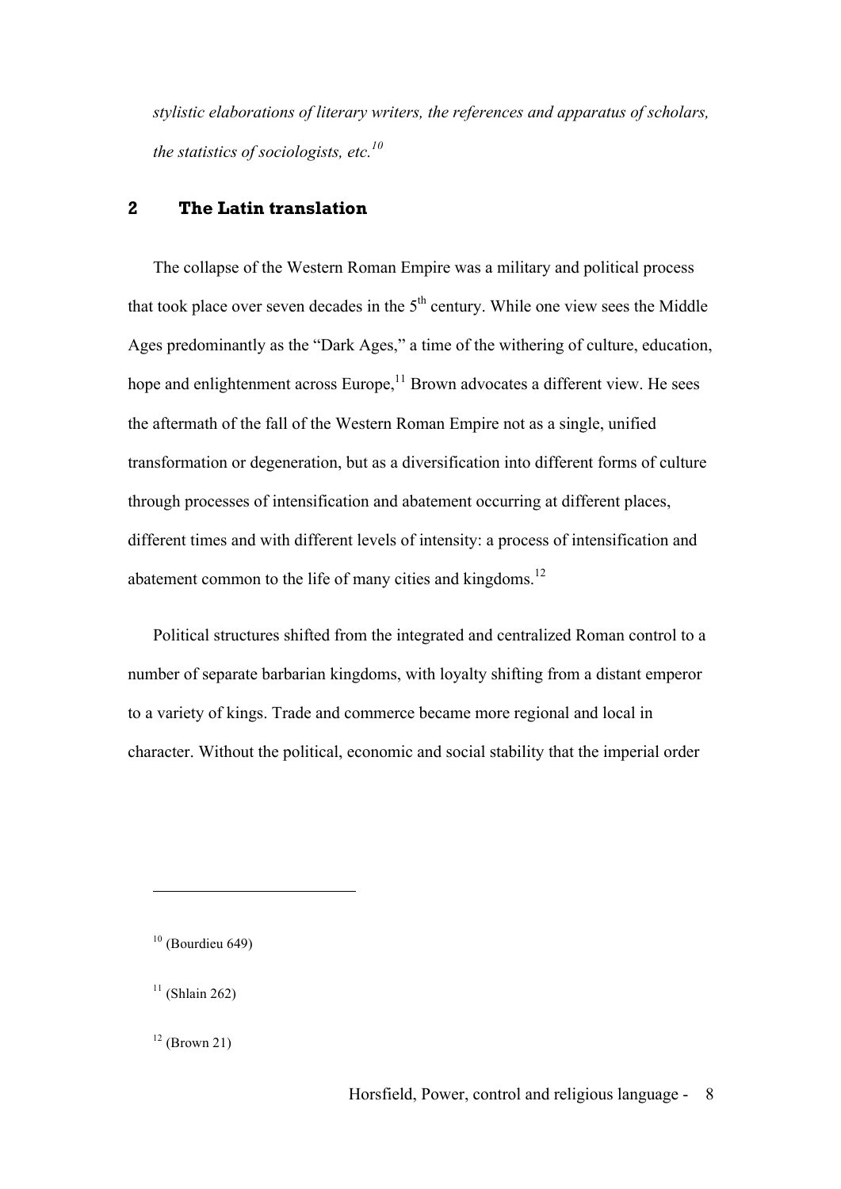*stylistic elaborations of literary writers, the references and apparatus of scholars, the statistics of sociologists, etc.*[10]

## 2 The Latin translation

The collapse of the Western Roman Empire was a military and political process that took place over seven decades in the 5th century. While one view sees the Middle Ages predominantly as the "Dark Ages," a time of the withering of culture, education, hope and enlightenment across Europe,[11] Brown advocates a different view. He sees the aftermath of the fall of the Western Roman Empire not as a single, unified transformation or degeneration, but as a diversification into different forms of culture through processes of intensification and abatement occurring at different places, different times and with different levels of intensity: a process of intensification and abatement common to the life of many cities and kingdoms.[12]

Political structures shifted from the integrated and centralized Roman control to a number of separate barbarian kingdoms, with loyalty shifting from a distant emperor to a variety of kings. Trade and commerce became more regional and local in character. Without the political, economic and social stability that the imperial order

---

[10] (Bourdieu 649)

[11] (Shlain 262)

[12] (Brown 21)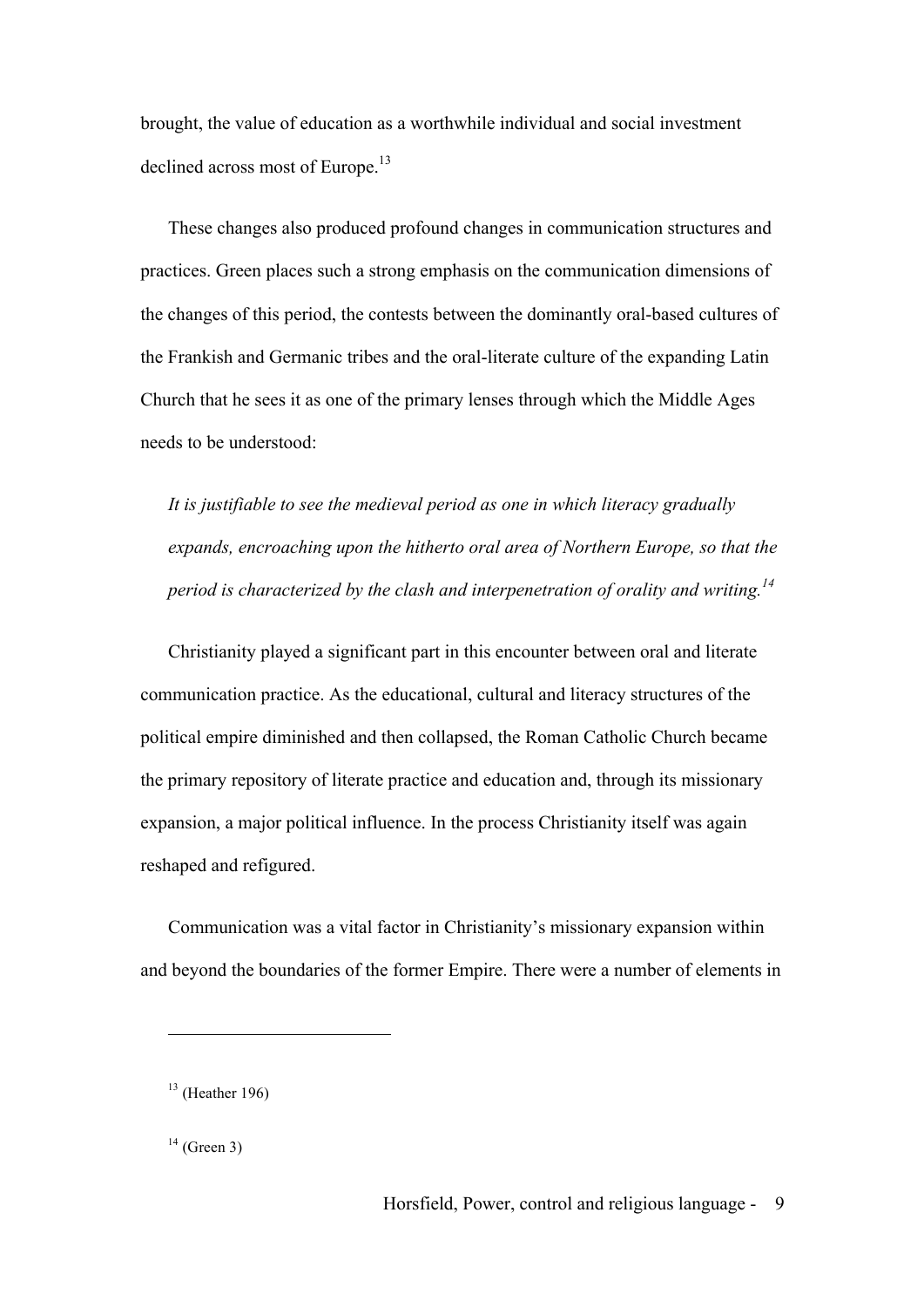brought, the value of education as a worthwhile individual and social investment declined across most of Europe.[13]

These changes also produced profound changes in communication structures and practices. Green places such a strong emphasis on the communication dimensions of the changes of this period, the contests between the dominantly oral-based cultures of the Frankish and Germanic tribes and the oral-literate culture of the expanding Latin Church that he sees it as one of the primary lenses through which the Middle Ages needs to be understood:

> *It is justifiable to see the medieval period as one in which literacy gradually expands, encroaching upon the hitherto oral area of Northern Europe, so that the period is characterized by the clash and interpenetration of orality and writing.*[14]

Christianity played a significant part in this encounter between oral and literate communication practice. As the educational, cultural and literacy structures of the political empire diminished and then collapsed, the Roman Catholic Church became the primary repository of literate practice and education and, through its missionary expansion, a major political influence. In the process Christianity itself was again reshaped and refigured.

Communication was a vital factor in Christianity's missionary expansion within and beyond the boundaries of the former Empire. There were a number of elements in

---

[13] (Heather 196)

[14] (Green 3)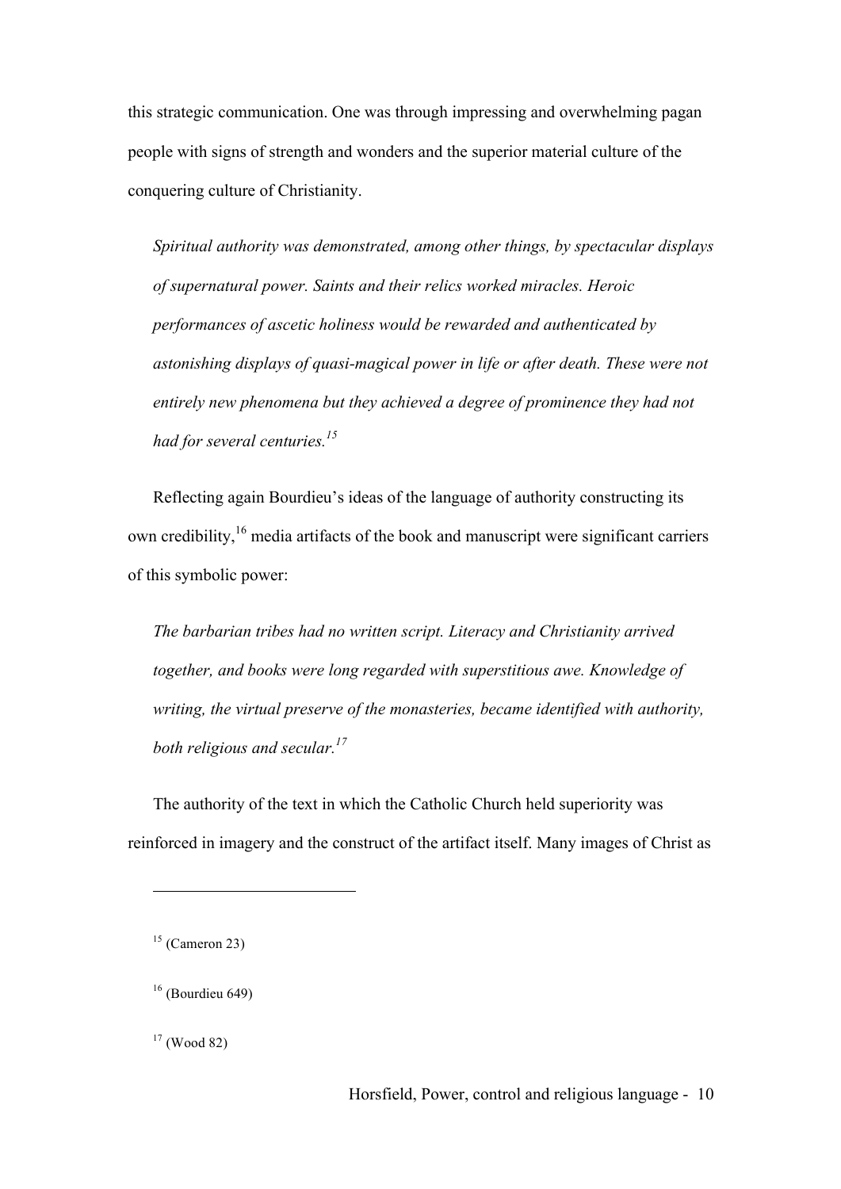this strategic communication. One was through impressing and overwhelming pagan people with signs of strength and wonders and the superior material culture of the conquering culture of Christianity.

> *Spiritual authority was demonstrated, among other things, by spectacular displays of supernatural power. Saints and their relics worked miracles. Heroic performances of ascetic holiness would be rewarded and authenticated by astonishing displays of quasi-magical power in life or after death. These were not entirely new phenomena but they achieved a degree of prominence they had not had for several centuries.*[15]

Reflecting again Bourdieu's ideas of the language of authority constructing its own credibility,[16] media artifacts of the book and manuscript were significant carriers of this symbolic power:

> *The barbarian tribes had no written script. Literacy and Christianity arrived together, and books were long regarded with superstitious awe. Knowledge of writing, the virtual preserve of the monasteries, became identified with authority, both religious and secular.*[17]

The authority of the text in which the Catholic Church held superiority was reinforced in imagery and the construct of the artifact itself. Many images of Christ as

---

[15] (Cameron 23)

[16] (Bourdieu 649)

[17] (Wood 82)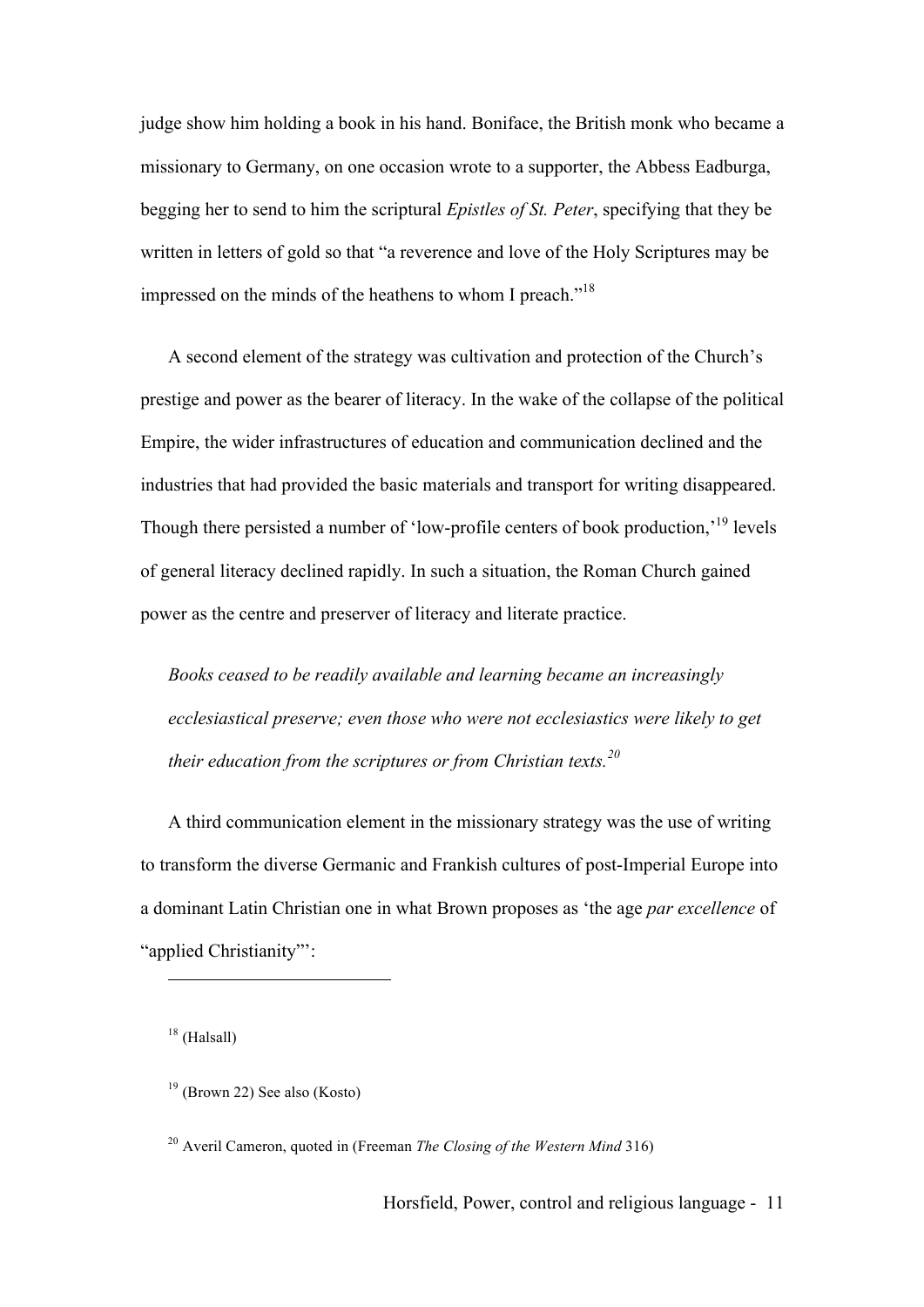judge show him holding a book in his hand. Boniface, the British monk who became a missionary to Germany, on one occasion wrote to a supporter, the Abbess Eadburga, begging her to send to him the scriptural *Epistles of St. Peter*, specifying that they be written in letters of gold so that "a reverence and love of the Holy Scriptures may be impressed on the minds of the heathens to whom I preach."[18]

A second element of the strategy was cultivation and protection of the Church's prestige and power as the bearer of literacy. In the wake of the collapse of the political Empire, the wider infrastructures of education and communication declined and the industries that had provided the basic materials and transport for writing disappeared. Though there persisted a number of 'low-profile centers of book production,'[19] levels of general literacy declined rapidly. In such a situation, the Roman Church gained power as the centre and preserver of literacy and literate practice.

> *Books ceased to be readily available and learning became an increasingly ecclesiastical preserve; even those who were not ecclesiastics were likely to get their education from the scriptures or from Christian texts.*[20]

A third communication element in the missionary strategy was the use of writing to transform the diverse Germanic and Frankish cultures of post-Imperial Europe into a dominant Latin Christian one in what Brown proposes as 'the age *par excellence* of "applied Christianity"':

---

[18] (Halsall)

[19] (Brown 22) See also (Kosto)

[20] Averil Cameron, quoted in (Freeman *The Closing of the Western Mind* 316)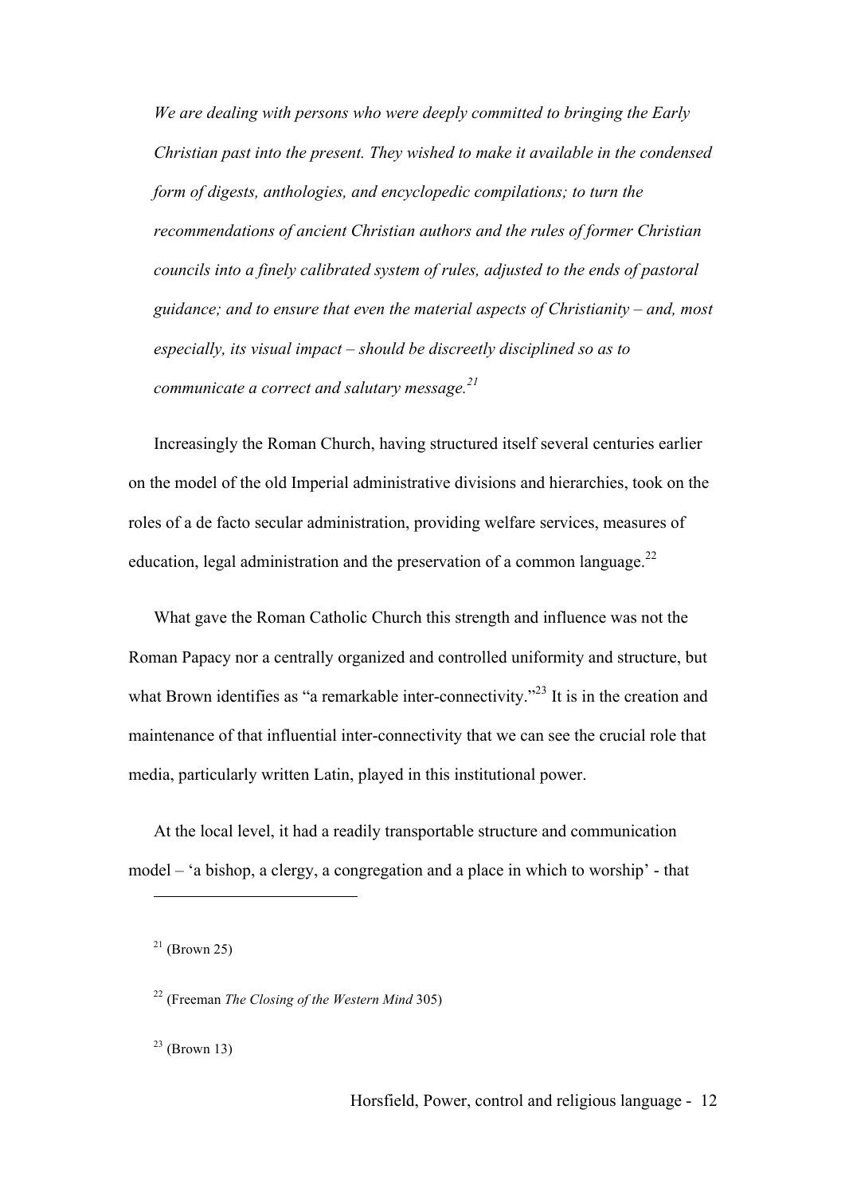> *We are dealing with persons who were deeply committed to bringing the Early Christian past into the present. They wished to make it available in the condensed form of digests, anthologies, and encyclopedic compilations; to turn the recommendations of ancient Christian authors and the rules of former Christian councils into a finely calibrated system of rules, adjusted to the ends of pastoral guidance; and to ensure that even the material aspects of Christianity – and, most especially, its visual impact – should be discreetly disciplined so as to communicate a correct and salutary message.*[21]

Increasingly the Roman Church, having structured itself several centuries earlier on the model of the old Imperial administrative divisions and hierarchies, took on the roles of a de facto secular administration, providing welfare services, measures of education, legal administration and the preservation of a common language.[22]

What gave the Roman Catholic Church this strength and influence was not the Roman Papacy nor a centrally organized and controlled uniformity and structure, but what Brown identifies as "a remarkable inter-connectivity."[23] It is in the creation and maintenance of that influential inter-connectivity that we can see the crucial role that media, particularly written Latin, played in this institutional power.

At the local level, it had a readily transportable structure and communication model – 'a bishop, a clergy, a congregation and a place in which to worship' - that

---

[21] (Brown 25)

[22] (Freeman *The Closing of the Western Mind* 305)

[23] (Brown 13)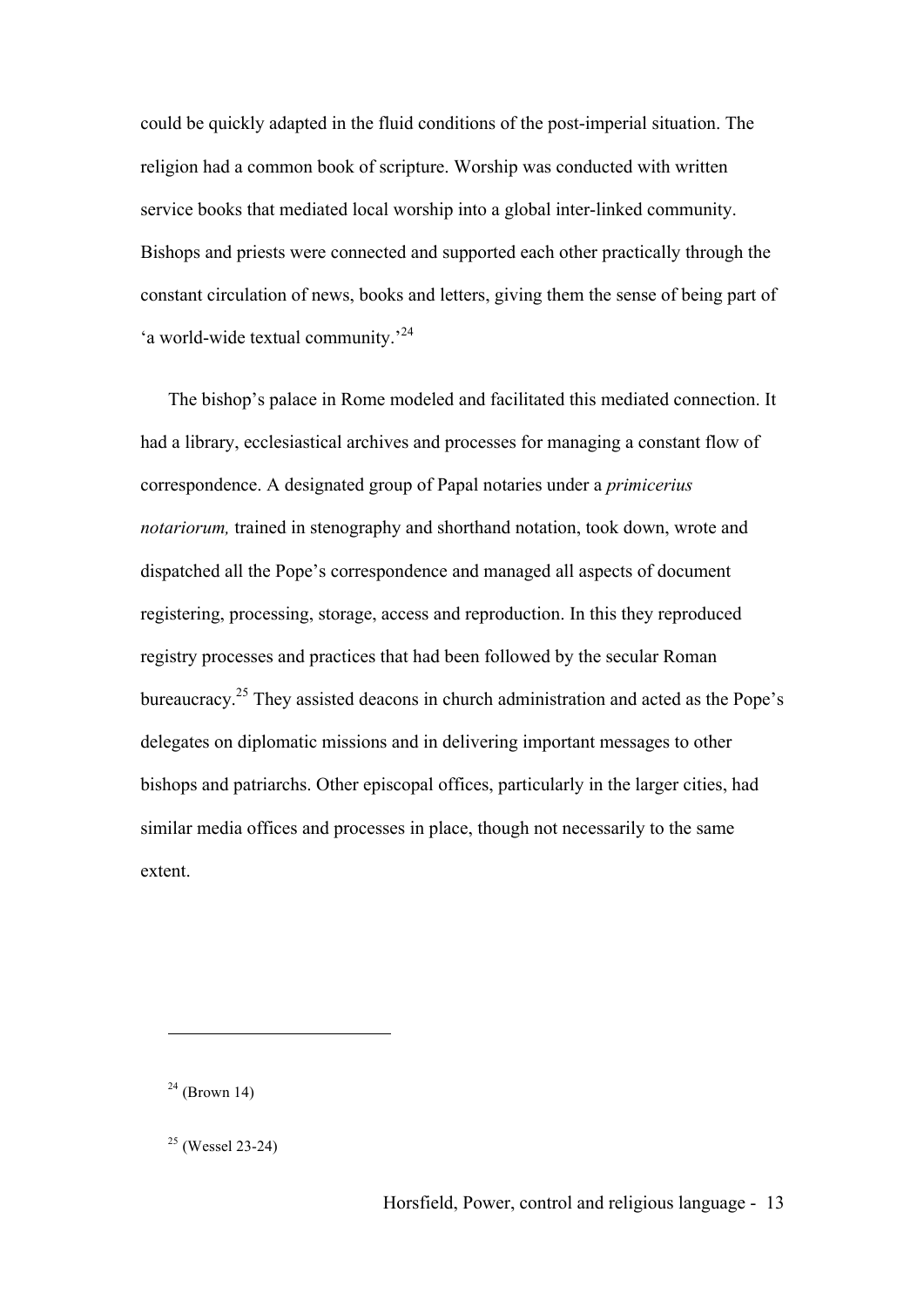could be quickly adapted in the fluid conditions of the post-imperial situation. The religion had a common book of scripture. Worship was conducted with written service books that mediated local worship into a global inter-linked community. Bishops and priests were connected and supported each other practically through the constant circulation of news, books and letters, giving them the sense of being part of 'a world-wide textual community.'[24]

The bishop's palace in Rome modeled and facilitated this mediated connection. It had a library, ecclesiastical archives and processes for managing a constant flow of correspondence. A designated group of Papal notaries under a *primicerius notariorum,* trained in stenography and shorthand notation, took down, wrote and dispatched all the Pope's correspondence and managed all aspects of document registering, processing, storage, access and reproduction. In this they reproduced registry processes and practices that had been followed by the secular Roman bureaucracy.[25] They assisted deacons in church administration and acted as the Pope's delegates on diplomatic missions and in delivering important messages to other bishops and patriarchs. Other episcopal offices, particularly in the larger cities, had similar media offices and processes in place, though not necessarily to the same extent.

---

[24] (Brown 14)

[25] (Wessel 23-24)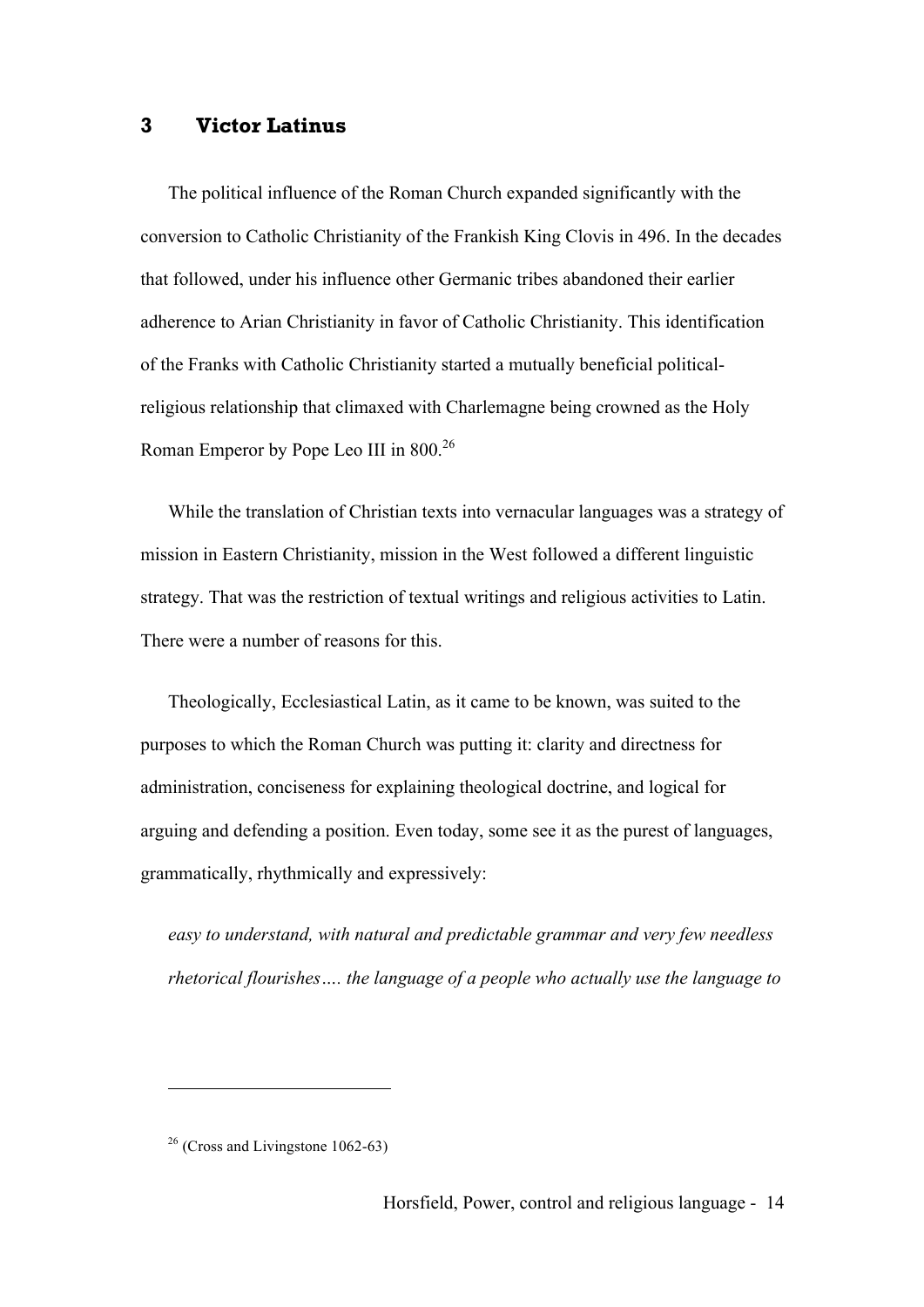## 3 Victor Latinus

The political influence of the Roman Church expanded significantly with the conversion to Catholic Christianity of the Frankish King Clovis in 496. In the decades that followed, under his influence other Germanic tribes abandoned their earlier adherence to Arian Christianity in favor of Catholic Christianity. This identification of the Franks with Catholic Christianity started a mutually beneficial political-religious relationship that climaxed with Charlemagne being crowned as the Holy Roman Emperor by Pope Leo III in 800.[26]

While the translation of Christian texts into vernacular languages was a strategy of mission in Eastern Christianity, mission in the West followed a different linguistic strategy. That was the restriction of textual writings and religious activities to Latin. There were a number of reasons for this.

Theologically, Ecclesiastical Latin, as it came to be known, was suited to the purposes to which the Roman Church was putting it: clarity and directness for administration, conciseness for explaining theological doctrine, and logical for arguing and defending a position. Even today, some see it as the purest of languages, grammatically, rhythmically and expressively:

> *easy to understand, with natural and predictable grammar and very few needless rhetorical flourishes…. the language of a people who actually use the language to*

[26] (Cross and Livingstone 1062-63)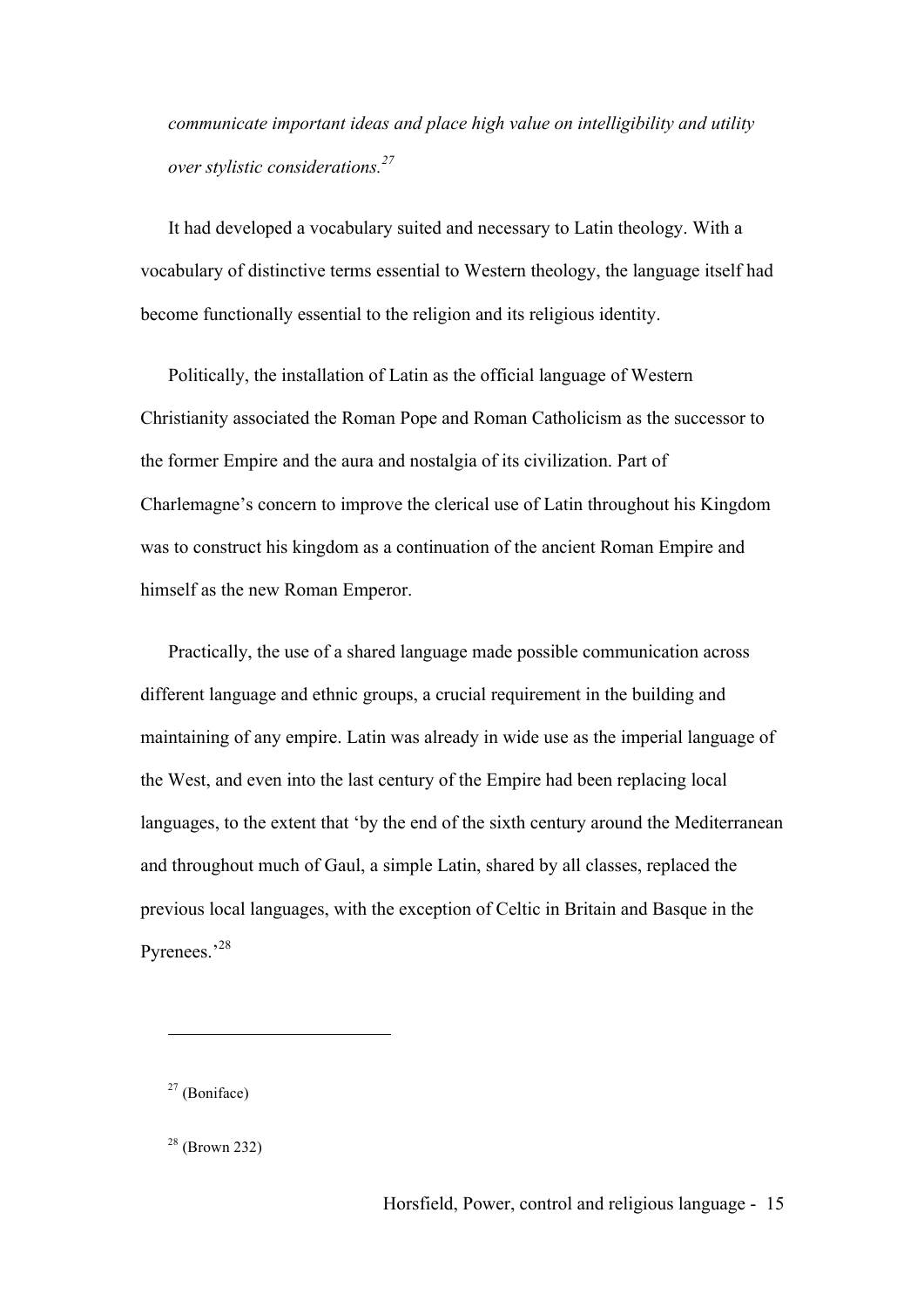*communicate important ideas and place high value on intelligibility and utility over stylistic considerations.*[27]

It had developed a vocabulary suited and necessary to Latin theology. With a vocabulary of distinctive terms essential to Western theology, the language itself had become functionally essential to the religion and its religious identity.

Politically, the installation of Latin as the official language of Western Christianity associated the Roman Pope and Roman Catholicism as the successor to the former Empire and the aura and nostalgia of its civilization. Part of Charlemagne's concern to improve the clerical use of Latin throughout his Kingdom was to construct his kingdom as a continuation of the ancient Roman Empire and himself as the new Roman Emperor.

Practically, the use of a shared language made possible communication across different language and ethnic groups, a crucial requirement in the building and maintaining of any empire. Latin was already in wide use as the imperial language of the West, and even into the last century of the Empire had been replacing local languages, to the extent that 'by the end of the sixth century around the Mediterranean and throughout much of Gaul, a simple Latin, shared by all classes, replaced the previous local languages, with the exception of Celtic in Britain and Basque in the Pyrenees.'[28]

---

[27] (Boniface)

[28] (Brown 232)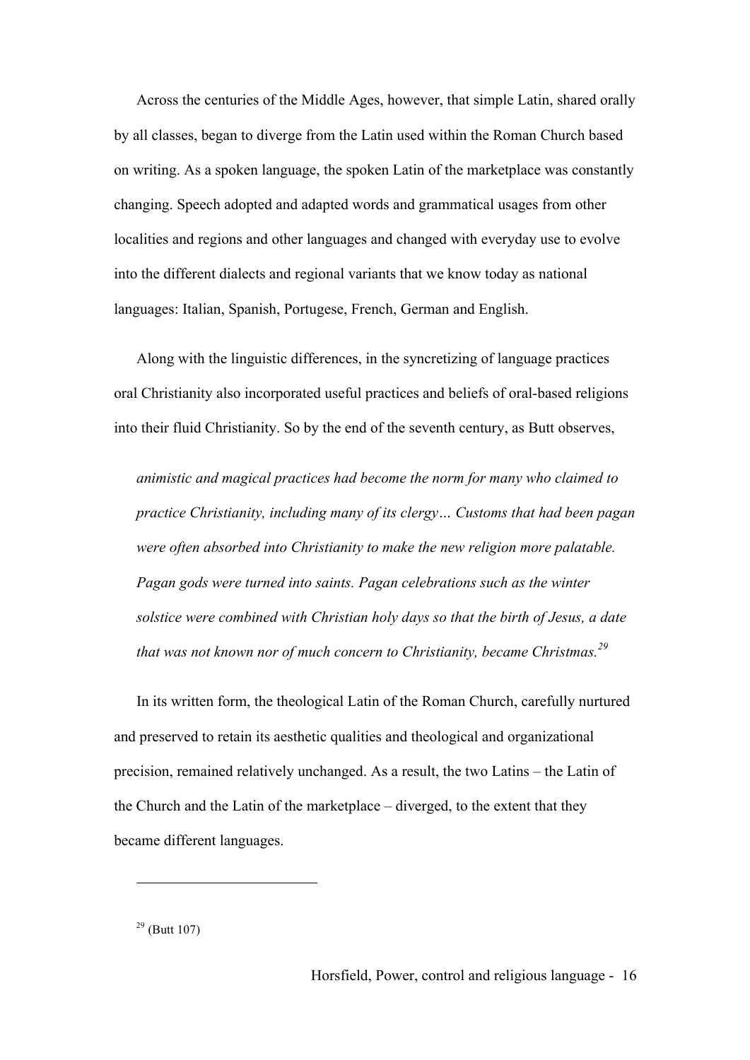Across the centuries of the Middle Ages, however, that simple Latin, shared orally by all classes, began to diverge from the Latin used within the Roman Church based on writing. As a spoken language, the spoken Latin of the marketplace was constantly changing. Speech adopted and adapted words and grammatical usages from other localities and regions and other languages and changed with everyday use to evolve into the different dialects and regional variants that we know today as national languages: Italian, Spanish, Portugese, French, German and English.

Along with the linguistic differences, in the syncretizing of language practices oral Christianity also incorporated useful practices and beliefs of oral-based religions into their fluid Christianity. So by the end of the seventh century, as Butt observes,

> *animistic and magical practices had become the norm for many who claimed to practice Christianity, including many of its clergy… Customs that had been pagan were often absorbed into Christianity to make the new religion more palatable. Pagan gods were turned into saints. Pagan celebrations such as the winter solstice were combined with Christian holy days so that the birth of Jesus, a date that was not known nor of much concern to Christianity, became Christmas.*[29]

In its written form, the theological Latin of the Roman Church, carefully nurtured and preserved to retain its aesthetic qualities and theological and organizational precision, remained relatively unchanged. As a result, the two Latins – the Latin of the Church and the Latin of the marketplace – diverged, to the extent that they became different languages.

---

[29] (Butt 107)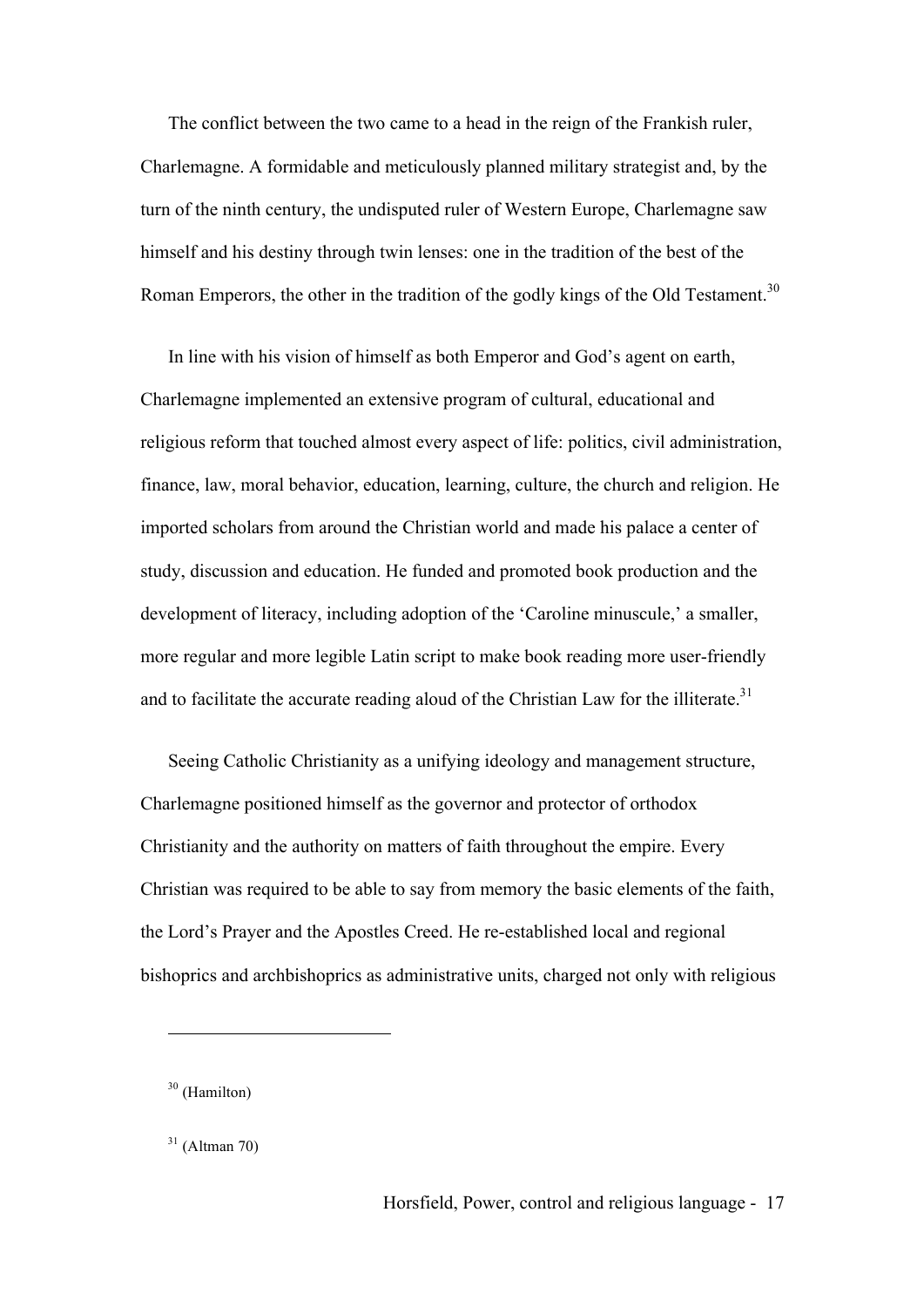The conflict between the two came to a head in the reign of the Frankish ruler, Charlemagne. A formidable and meticulously planned military strategist and, by the turn of the ninth century, the undisputed ruler of Western Europe, Charlemagne saw himself and his destiny through twin lenses: one in the tradition of the best of the Roman Emperors, the other in the tradition of the godly kings of the Old Testament.[30]

In line with his vision of himself as both Emperor and God's agent on earth, Charlemagne implemented an extensive program of cultural, educational and religious reform that touched almost every aspect of life: politics, civil administration, finance, law, moral behavior, education, learning, culture, the church and religion. He imported scholars from around the Christian world and made his palace a center of study, discussion and education. He funded and promoted book production and the development of literacy, including adoption of the 'Caroline minuscule,' a smaller, more regular and more legible Latin script to make book reading more user-friendly and to facilitate the accurate reading aloud of the Christian Law for the illiterate.[31]

Seeing Catholic Christianity as a unifying ideology and management structure, Charlemagne positioned himself as the governor and protector of orthodox Christianity and the authority on matters of faith throughout the empire. Every Christian was required to be able to say from memory the basic elements of the faith, the Lord's Prayer and the Apostles Creed. He re-established local and regional bishoprics and archbishoprics as administrative units, charged not only with religious

---

[30] (Hamilton)

[31] (Altman 70)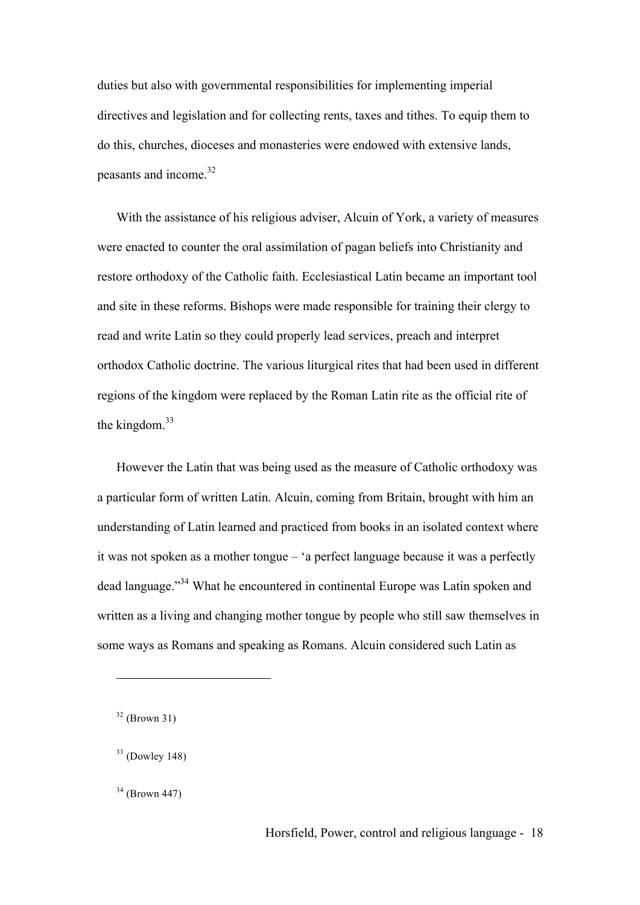duties but also with governmental responsibilities for implementing imperial directives and legislation and for collecting rents, taxes and tithes. To equip them to do this, churches, dioceses and monasteries were endowed with extensive lands, peasants and income.[32]

With the assistance of his religious adviser, Alcuin of York, a variety of measures were enacted to counter the oral assimilation of pagan beliefs into Christianity and restore orthodoxy of the Catholic faith. Ecclesiastical Latin became an important tool and site in these reforms. Bishops were made responsible for training their clergy to read and write Latin so they could properly lead services, preach and interpret orthodox Catholic doctrine. The various liturgical rites that had been used in different regions of the kingdom were replaced by the Roman Latin rite as the official rite of the kingdom.[33]

However the Latin that was being used as the measure of Catholic orthodoxy was a particular form of written Latin. Alcuin, coming from Britain, brought with him an understanding of Latin learned and practiced from books in an isolated context where it was not spoken as a mother tongue – 'a perfect language because it was a perfectly dead language."[34] What he encountered in continental Europe was Latin spoken and written as a living and changing mother tongue by people who still saw themselves in some ways as Romans and speaking as Romans. Alcuin considered such Latin as

---

[32] (Brown 31)

[33] (Dowley 148)

[34] (Brown 447)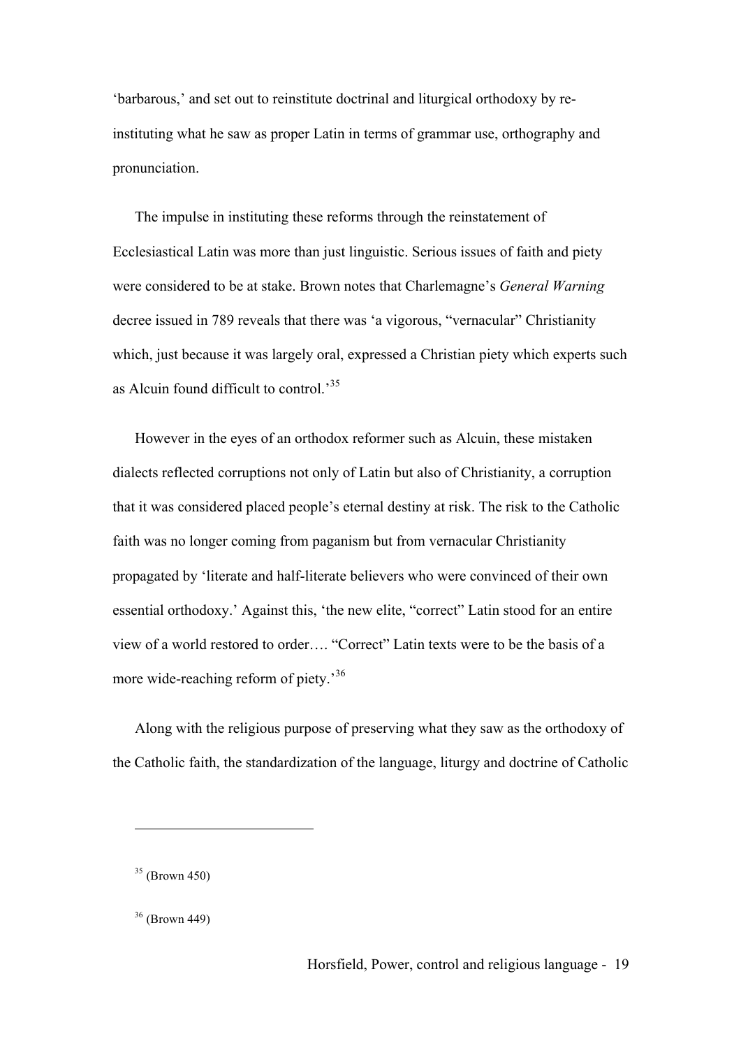'barbarous,' and set out to reinstitute doctrinal and liturgical orthodoxy by re-instituting what he saw as proper Latin in terms of grammar use, orthography and pronunciation.

The impulse in instituting these reforms through the reinstatement of Ecclesiastical Latin was more than just linguistic. Serious issues of faith and piety were considered to be at stake. Brown notes that Charlemagne's *General Warning* decree issued in 789 reveals that there was 'a vigorous, "vernacular" Christianity which, just because it was largely oral, expressed a Christian piety which experts such as Alcuin found difficult to control.'[35]

However in the eyes of an orthodox reformer such as Alcuin, these mistaken dialects reflected corruptions not only of Latin but also of Christianity, a corruption that it was considered placed people's eternal destiny at risk. The risk to the Catholic faith was no longer coming from paganism but from vernacular Christianity propagated by 'literate and half-literate believers who were convinced of their own essential orthodoxy.' Against this, 'the new elite, "correct" Latin stood for an entire view of a world restored to order…. "Correct" Latin texts were to be the basis of a more wide-reaching reform of piety.'[36]

Along with the religious purpose of preserving what they saw as the orthodoxy of the Catholic faith, the standardization of the language, liturgy and doctrine of Catholic

---

[35] (Brown 450)

[36] (Brown 449)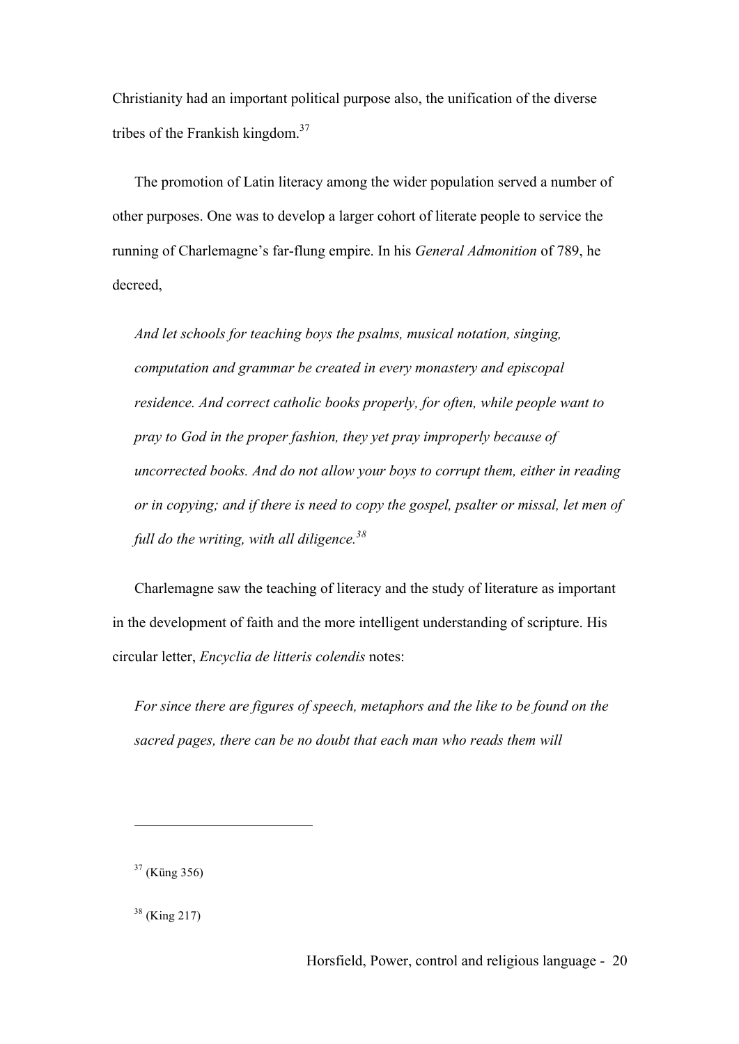Christianity had an important political purpose also, the unification of the diverse tribes of the Frankish kingdom.[37]

The promotion of Latin literacy among the wider population served a number of other purposes. One was to develop a larger cohort of literate people to service the running of Charlemagne's far-flung empire. In his *General Admonition* of 789, he decreed,

> *And let schools for teaching boys the psalms, musical notation, singing, computation and grammar be created in every monastery and episcopal residence. And correct catholic books properly, for often, while people want to pray to God in the proper fashion, they yet pray improperly because of uncorrected books. And do not allow your boys to corrupt them, either in reading or in copying; and if there is need to copy the gospel, psalter or missal, let men of full do the writing, with all diligence.*[38]

Charlemagne saw the teaching of literacy and the study of literature as important in the development of faith and the more intelligent understanding of scripture. His circular letter, *Encyclia de litteris colendis* notes:

> *For since there are figures of speech, metaphors and the like to be found on the sacred pages, there can be no doubt that each man who reads them will*

---

[37] (Küng 356)

[38] (King 217)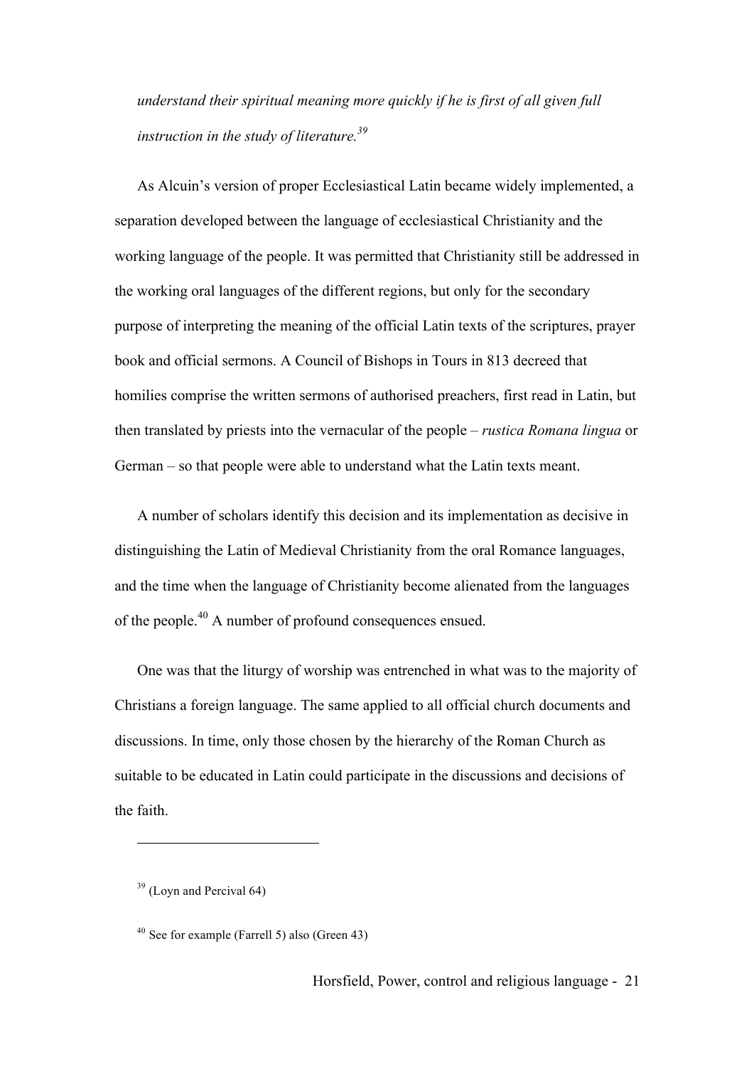*understand their spiritual meaning more quickly if he is first of all given full instruction in the study of literature.*[39]

As Alcuin's version of proper Ecclesiastical Latin became widely implemented, a separation developed between the language of ecclesiastical Christianity and the working language of the people. It was permitted that Christianity still be addressed in the working oral languages of the different regions, but only for the secondary purpose of interpreting the meaning of the official Latin texts of the scriptures, prayer book and official sermons. A Council of Bishops in Tours in 813 decreed that homilies comprise the written sermons of authorised preachers, first read in Latin, but then translated by priests into the vernacular of the people – *rustica Romana lingua* or German – so that people were able to understand what the Latin texts meant.

A number of scholars identify this decision and its implementation as decisive in distinguishing the Latin of Medieval Christianity from the oral Romance languages, and the time when the language of Christianity become alienated from the languages of the people.[40] A number of profound consequences ensued.

One was that the liturgy of worship was entrenched in what was to the majority of Christians a foreign language. The same applied to all official church documents and discussions. In time, only those chosen by the hierarchy of the Roman Church as suitable to be educated in Latin could participate in the discussions and decisions of the faith.

---

[39] (Loyn and Percival 64)

[40] See for example (Farrell 5) also (Green 43)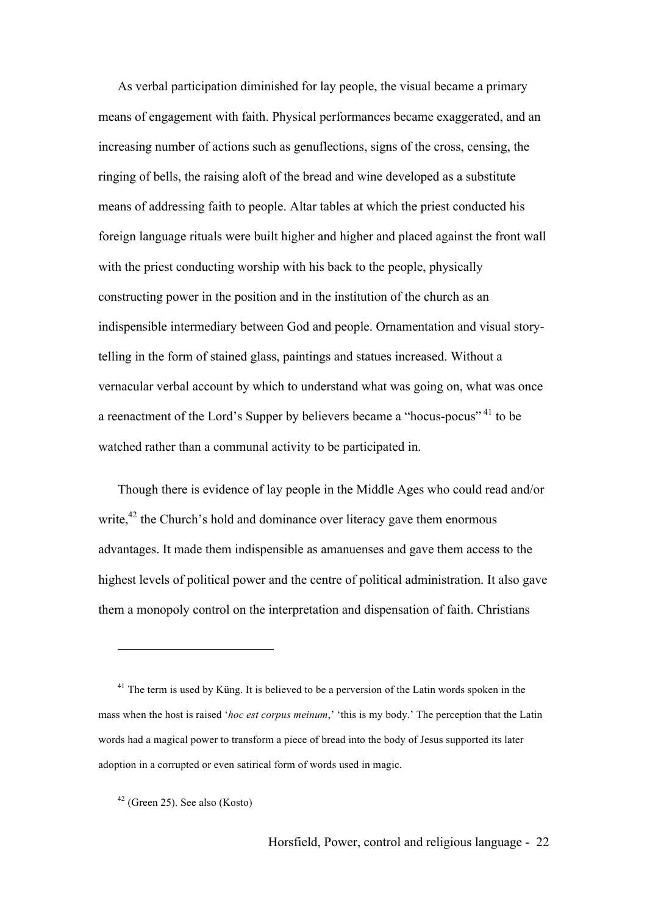As verbal participation diminished for lay people, the visual became a primary means of engagement with faith. Physical performances became exaggerated, and an increasing number of actions such as genuflections, signs of the cross, censing, the ringing of bells, the raising aloft of the bread and wine developed as a substitute means of addressing faith to people. Altar tables at which the priest conducted his foreign language rituals were built higher and higher and placed against the front wall with the priest conducting worship with his back to the people, physically constructing power in the position and in the institution of the church as an indispensible intermediary between God and people. Ornamentation and visual story-telling in the form of stained glass, paintings and statues increased. Without a vernacular verbal account by which to understand what was going on, what was once a reenactment of the Lord's Supper by believers became a "hocus-pocus" [41] to be watched rather than a communal activity to be participated in.

Though there is evidence of lay people in the Middle Ages who could read and/or write,[42] the Church's hold and dominance over literacy gave them enormous advantages. It made them indispensible as amanuenses and gave them access to the highest levels of political power and the centre of political administration. It also gave them a monopoly control on the interpretation and dispensation of faith. Christians

---

[41] The term is used by Küng. It is believed to be a perversion of the Latin words spoken in the mass when the host is raised '*hoc est corpus meinum*,' 'this is my body.' The perception that the Latin words had a magical power to transform a piece of bread into the body of Jesus supported its later adoption in a corrupted or even satirical form of words used in magic.

[42] (Green 25). See also (Kosto)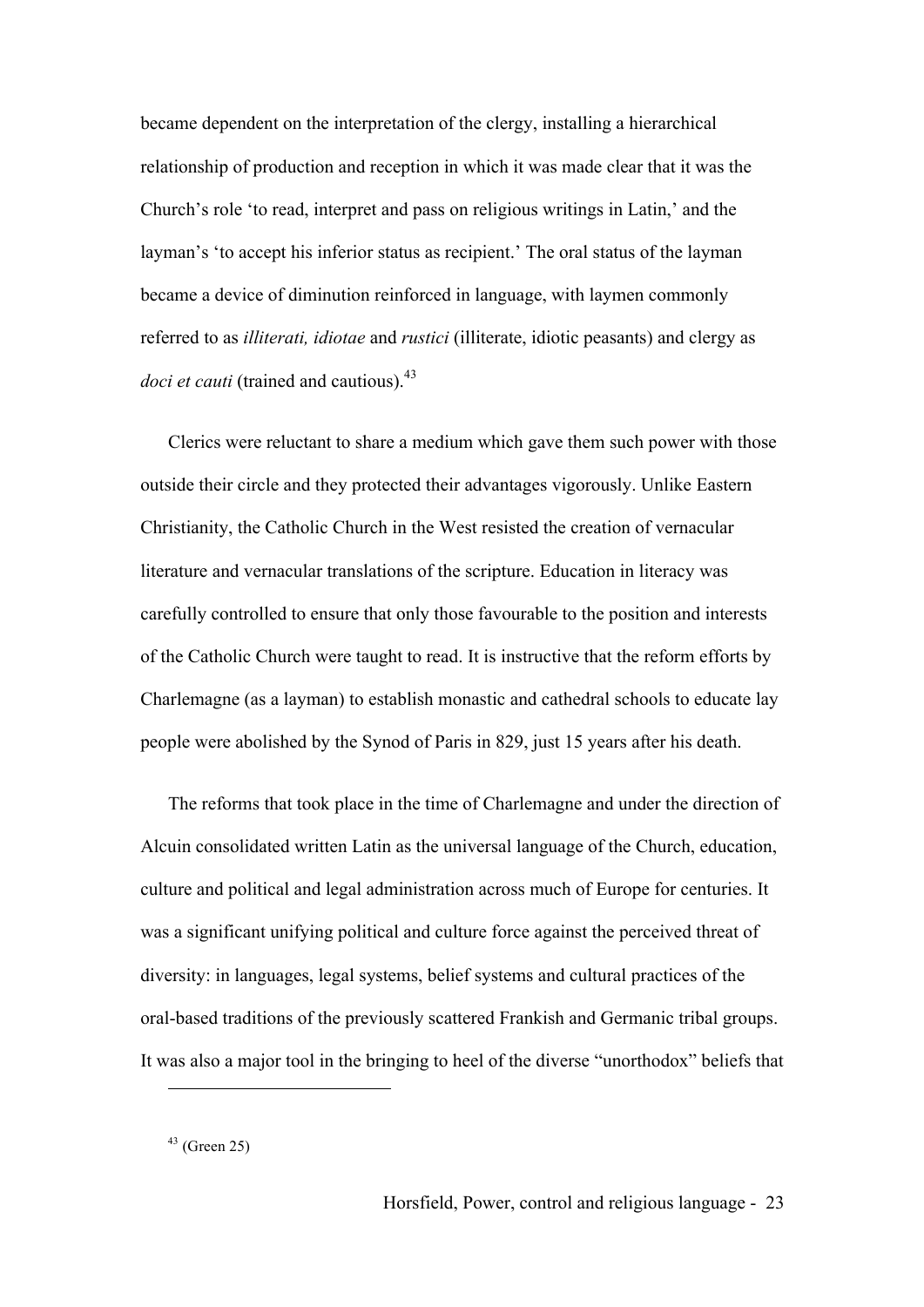became dependent on the interpretation of the clergy, installing a hierarchical relationship of production and reception in which it was made clear that it was the Church's role 'to read, interpret and pass on religious writings in Latin,' and the layman's 'to accept his inferior status as recipient.' The oral status of the layman became a device of diminution reinforced in language, with laymen commonly referred to as *illiterati, idiotae* and *rustici* (illiterate, idiotic peasants) and clergy as *doci et cauti* (trained and cautious).[43]

Clerics were reluctant to share a medium which gave them such power with those outside their circle and they protected their advantages vigorously. Unlike Eastern Christianity, the Catholic Church in the West resisted the creation of vernacular literature and vernacular translations of the scripture. Education in literacy was carefully controlled to ensure that only those favourable to the position and interests of the Catholic Church were taught to read. It is instructive that the reform efforts by Charlemagne (as a layman) to establish monastic and cathedral schools to educate lay people were abolished by the Synod of Paris in 829, just 15 years after his death.

The reforms that took place in the time of Charlemagne and under the direction of Alcuin consolidated written Latin as the universal language of the Church, education, culture and political and legal administration across much of Europe for centuries. It was a significant unifying political and culture force against the perceived threat of diversity: in languages, legal systems, belief systems and cultural practices of the oral-based traditions of the previously scattered Frankish and Germanic tribal groups. It was also a major tool in the bringing to heel of the diverse "unorthodox" beliefs that

[43] (Green 25)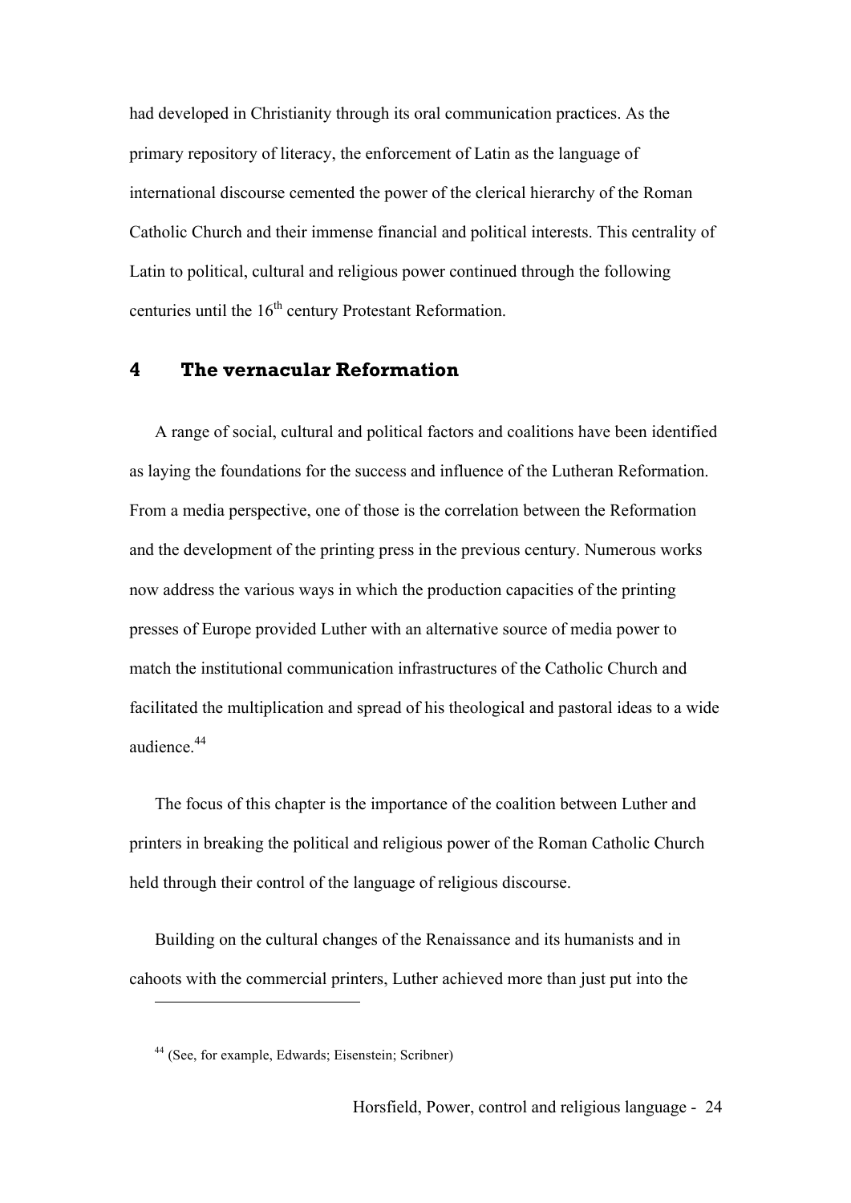had developed in Christianity through its oral communication practices. As the primary repository of literacy, the enforcement of Latin as the language of international discourse cemented the power of the clerical hierarchy of the Roman Catholic Church and their immense financial and political interests. This centrality of Latin to political, cultural and religious power continued through the following centuries until the 16th century Protestant Reformation.

## 4 The vernacular Reformation

A range of social, cultural and political factors and coalitions have been identified as laying the foundations for the success and influence of the Lutheran Reformation. From a media perspective, one of those is the correlation between the Reformation and the development of the printing press in the previous century. Numerous works now address the various ways in which the production capacities of the printing presses of Europe provided Luther with an alternative source of media power to match the institutional communication infrastructures of the Catholic Church and facilitated the multiplication and spread of his theological and pastoral ideas to a wide audience.[44]

The focus of this chapter is the importance of the coalition between Luther and printers in breaking the political and religious power of the Roman Catholic Church held through their control of the language of religious discourse.

Building on the cultural changes of the Renaissance and its humanists and in cahoots with the commercial printers, Luther achieved more than just put into the

[44] (See, for example, Edwards; Eisenstein; Scribner)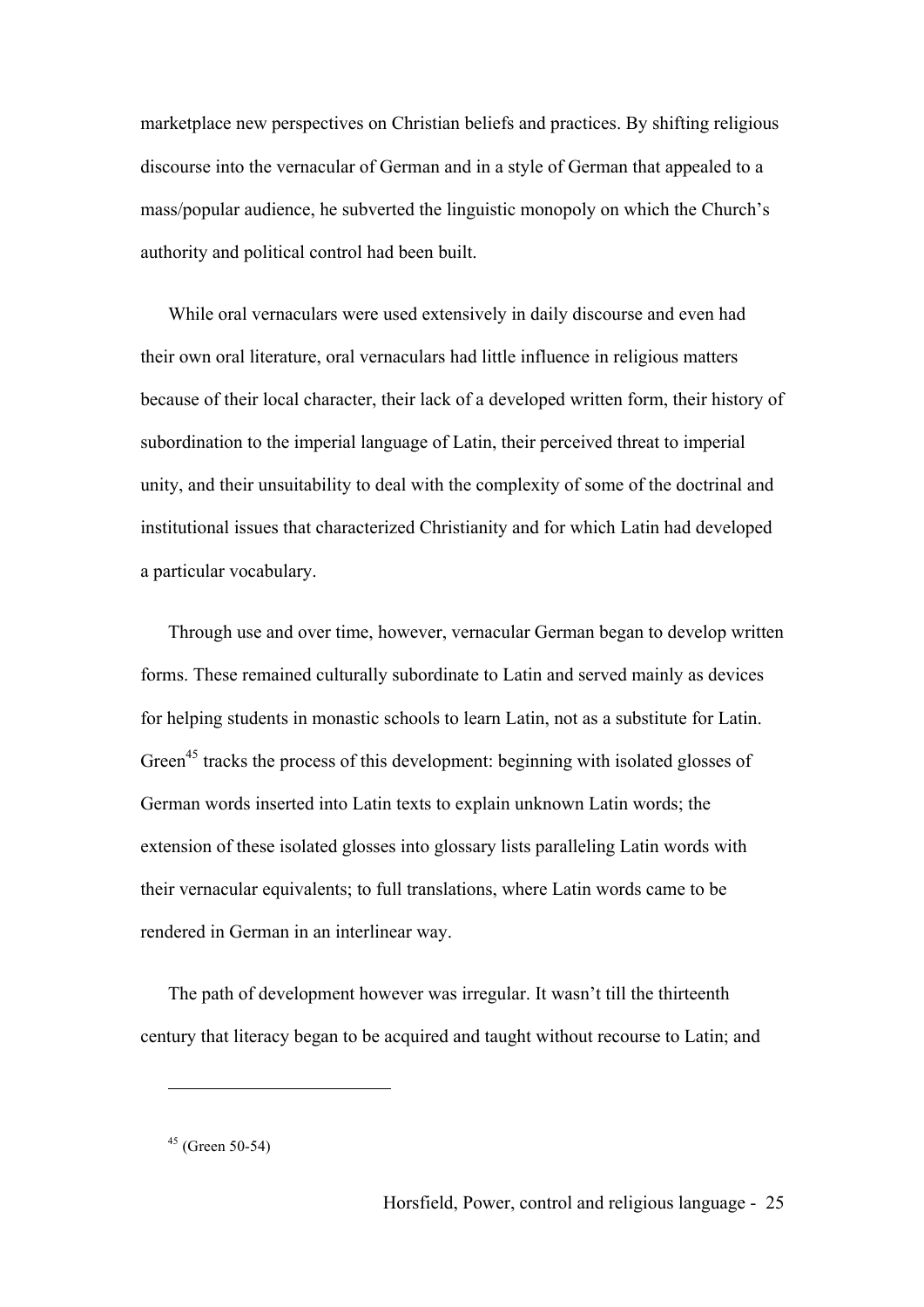marketplace new perspectives on Christian beliefs and practices. By shifting religious discourse into the vernacular of German and in a style of German that appealed to a mass/popular audience, he subverted the linguistic monopoly on which the Church's authority and political control had been built.

While oral vernaculars were used extensively in daily discourse and even had their own oral literature, oral vernaculars had little influence in religious matters because of their local character, their lack of a developed written form, their history of subordination to the imperial language of Latin, their perceived threat to imperial unity, and their unsuitability to deal with the complexity of some of the doctrinal and institutional issues that characterized Christianity and for which Latin had developed a particular vocabulary.

Through use and over time, however, vernacular German began to develop written forms. These remained culturally subordinate to Latin and served mainly as devices for helping students in monastic schools to learn Latin, not as a substitute for Latin. Green[45] tracks the process of this development: beginning with isolated glosses of German words inserted into Latin texts to explain unknown Latin words; the extension of these isolated glosses into glossary lists paralleling Latin words with their vernacular equivalents; to full translations, where Latin words came to be rendered in German in an interlinear way.

The path of development however was irregular. It wasn't till the thirteenth century that literacy began to be acquired and taught without recourse to Latin; and

[45] (Green 50-54)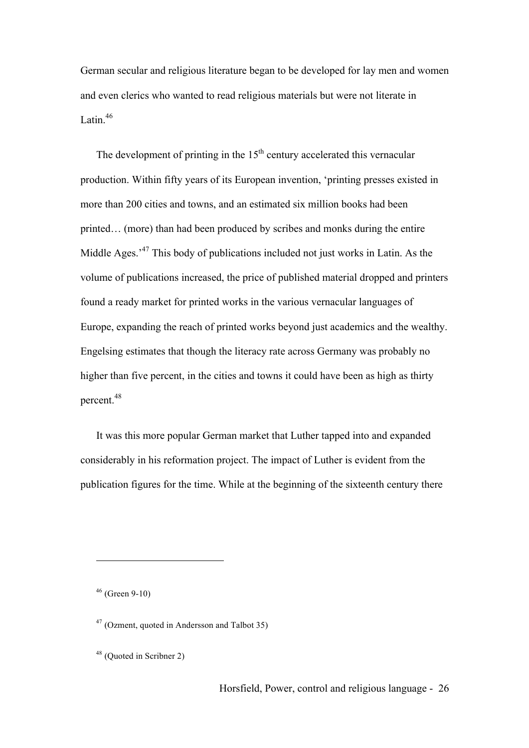German secular and religious literature began to be developed for lay men and women and even clerics who wanted to read religious materials but were not literate in Latin.[46]

The development of printing in the 15th century accelerated this vernacular production. Within fifty years of its European invention, 'printing presses existed in more than 200 cities and towns, and an estimated six million books had been printed… (more) than had been produced by scribes and monks during the entire Middle Ages.'[47] This body of publications included not just works in Latin. As the volume of publications increased, the price of published material dropped and printers found a ready market for printed works in the various vernacular languages of Europe, expanding the reach of printed works beyond just academics and the wealthy. Engelsing estimates that though the literacy rate across Germany was probably no higher than five percent, in the cities and towns it could have been as high as thirty percent.[48]

It was this more popular German market that Luther tapped into and expanded considerably in his reformation project. The impact of Luther is evident from the publication figures for the time. While at the beginning of the sixteenth century there

---

[46] (Green 9-10)

[47] (Ozment, quoted in Andersson and Talbot 35)

[48] (Quoted in Scribner 2)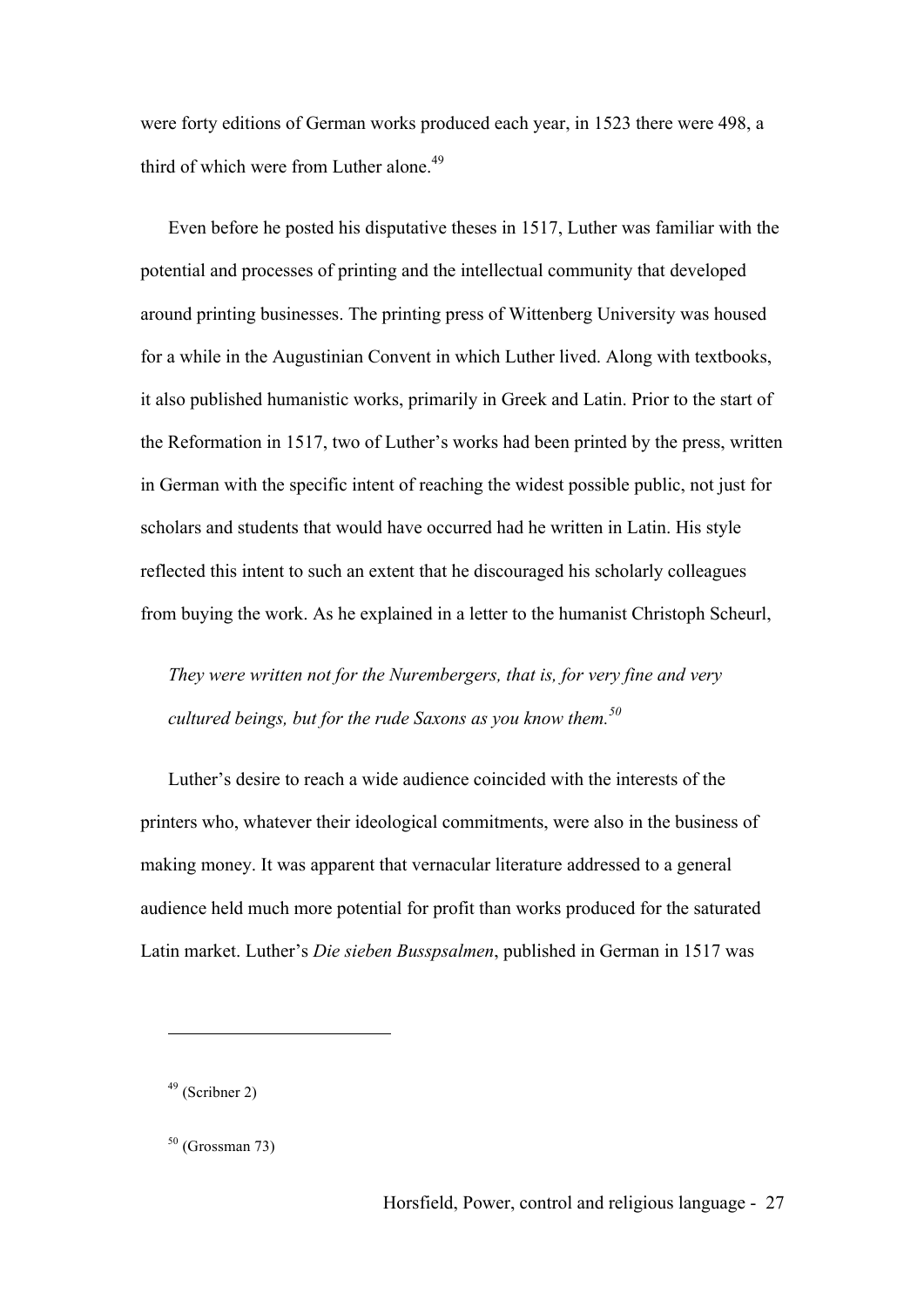were forty editions of German works produced each year, in 1523 there were 498, a third of which were from Luther alone.[49]

Even before he posted his disputative theses in 1517, Luther was familiar with the potential and processes of printing and the intellectual community that developed around printing businesses. The printing press of Wittenberg University was housed for a while in the Augustinian Convent in which Luther lived. Along with textbooks, it also published humanistic works, primarily in Greek and Latin. Prior to the start of the Reformation in 1517, two of Luther's works had been printed by the press, written in German with the specific intent of reaching the widest possible public, not just for scholars and students that would have occurred had he written in Latin. His style reflected this intent to such an extent that he discouraged his scholarly colleagues from buying the work. As he explained in a letter to the humanist Christoph Scheurl,

> *They were written not for the Nurembergers, that is, for very fine and very cultured beings, but for the rude Saxons as you know them.*[50]

Luther's desire to reach a wide audience coincided with the interests of the printers who, whatever their ideological commitments, were also in the business of making money. It was apparent that vernacular literature addressed to a general audience held much more potential for profit than works produced for the saturated Latin market. Luther's *Die sieben Busspsalmen*, published in German in 1517 was

---

[49] (Scribner 2)

[50] (Grossman 73)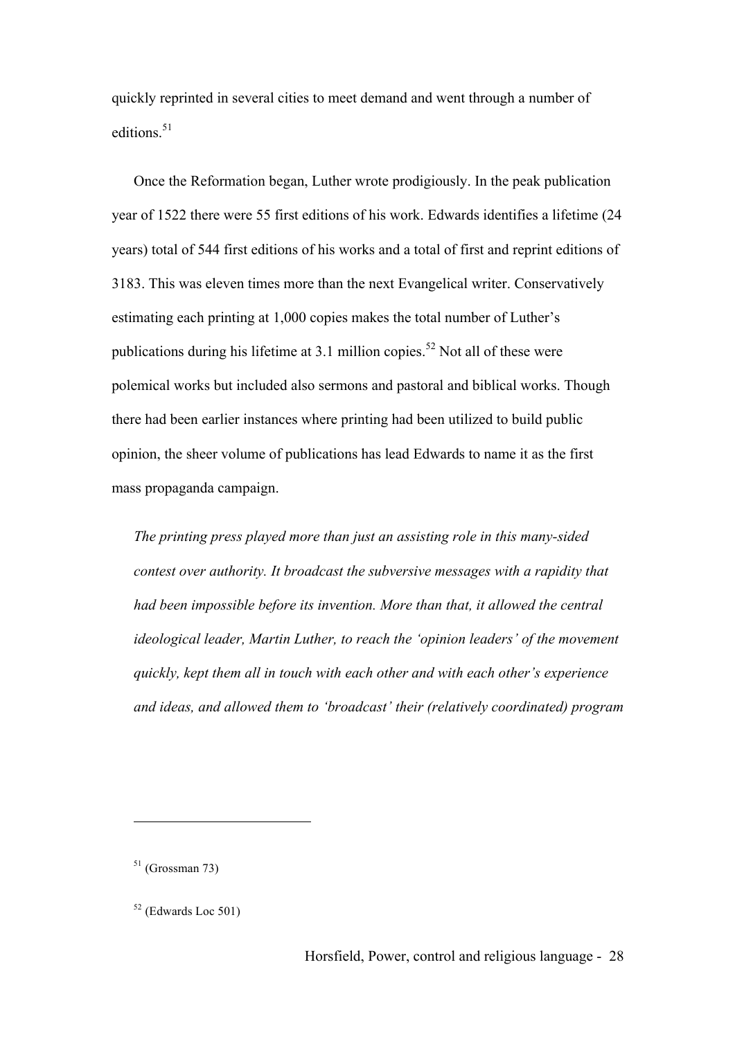quickly reprinted in several cities to meet demand and went through a number of editions.[51]

Once the Reformation began, Luther wrote prodigiously. In the peak publication year of 1522 there were 55 first editions of his work. Edwards identifies a lifetime (24 years) total of 544 first editions of his works and a total of first and reprint editions of 3183. This was eleven times more than the next Evangelical writer. Conservatively estimating each printing at 1,000 copies makes the total number of Luther's publications during his lifetime at 3.1 million copies.[52] Not all of these were polemical works but included also sermons and pastoral and biblical works. Though there had been earlier instances where printing had been utilized to build public opinion, the sheer volume of publications has lead Edwards to name it as the first mass propaganda campaign.

> *The printing press played more than just an assisting role in this many-sided contest over authority. It broadcast the subversive messages with a rapidity that had been impossible before its invention. More than that, it allowed the central ideological leader, Martin Luther, to reach the 'opinion leaders' of the movement quickly, kept them all in touch with each other and with each other's experience and ideas, and allowed them to 'broadcast' their (relatively coordinated) program*

---

[51] (Grossman 73)

[52] (Edwards Loc 501)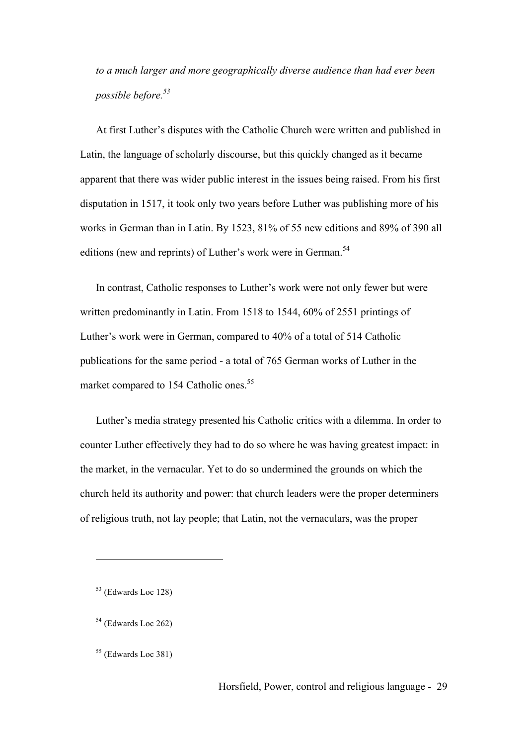*to a much larger and more geographically diverse audience than had ever been possible before.*[53]

At first Luther's disputes with the Catholic Church were written and published in Latin, the language of scholarly discourse, but this quickly changed as it became apparent that there was wider public interest in the issues being raised. From his first disputation in 1517, it took only two years before Luther was publishing more of his works in German than in Latin. By 1523, 81% of 55 new editions and 89% of 390 all editions (new and reprints) of Luther's work were in German.[54]

In contrast, Catholic responses to Luther's work were not only fewer but were written predominantly in Latin. From 1518 to 1544, 60% of 2551 printings of Luther's work were in German, compared to 40% of a total of 514 Catholic publications for the same period - a total of 765 German works of Luther in the market compared to 154 Catholic ones.[55]

Luther's media strategy presented his Catholic critics with a dilemma. In order to counter Luther effectively they had to do so where he was having greatest impact: in the market, in the vernacular. Yet to do so undermined the grounds on which the church held its authority and power: that church leaders were the proper determiners of religious truth, not lay people; that Latin, not the vernaculars, was the proper

---

[53] (Edwards Loc 128)

[54] (Edwards Loc 262)

[55] (Edwards Loc 381)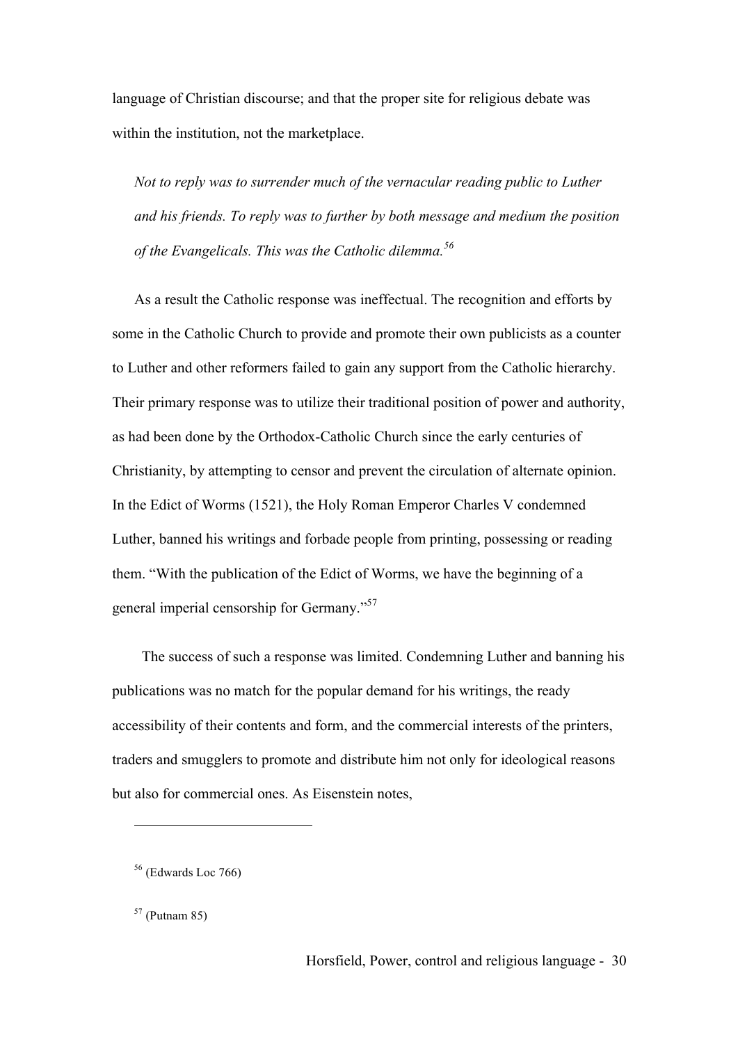language of Christian discourse; and that the proper site for religious debate was within the institution, not the marketplace.

> *Not to reply was to surrender much of the vernacular reading public to Luther and his friends. To reply was to further by both message and medium the position of the Evangelicals. This was the Catholic dilemma.*[56]

As a result the Catholic response was ineffectual. The recognition and efforts by some in the Catholic Church to provide and promote their own publicists as a counter to Luther and other reformers failed to gain any support from the Catholic hierarchy. Their primary response was to utilize their traditional position of power and authority, as had been done by the Orthodox-Catholic Church since the early centuries of Christianity, by attempting to censor and prevent the circulation of alternate opinion. In the Edict of Worms (1521), the Holy Roman Emperor Charles V condemned Luther, banned his writings and forbade people from printing, possessing or reading them. "With the publication of the Edict of Worms, we have the beginning of a general imperial censorship for Germany."[57]

The success of such a response was limited. Condemning Luther and banning his publications was no match for the popular demand for his writings, the ready accessibility of their contents and form, and the commercial interests of the printers, traders and smugglers to promote and distribute him not only for ideological reasons but also for commercial ones. As Eisenstein notes,

---

[56] (Edwards Loc 766)

[57] (Putnam 85)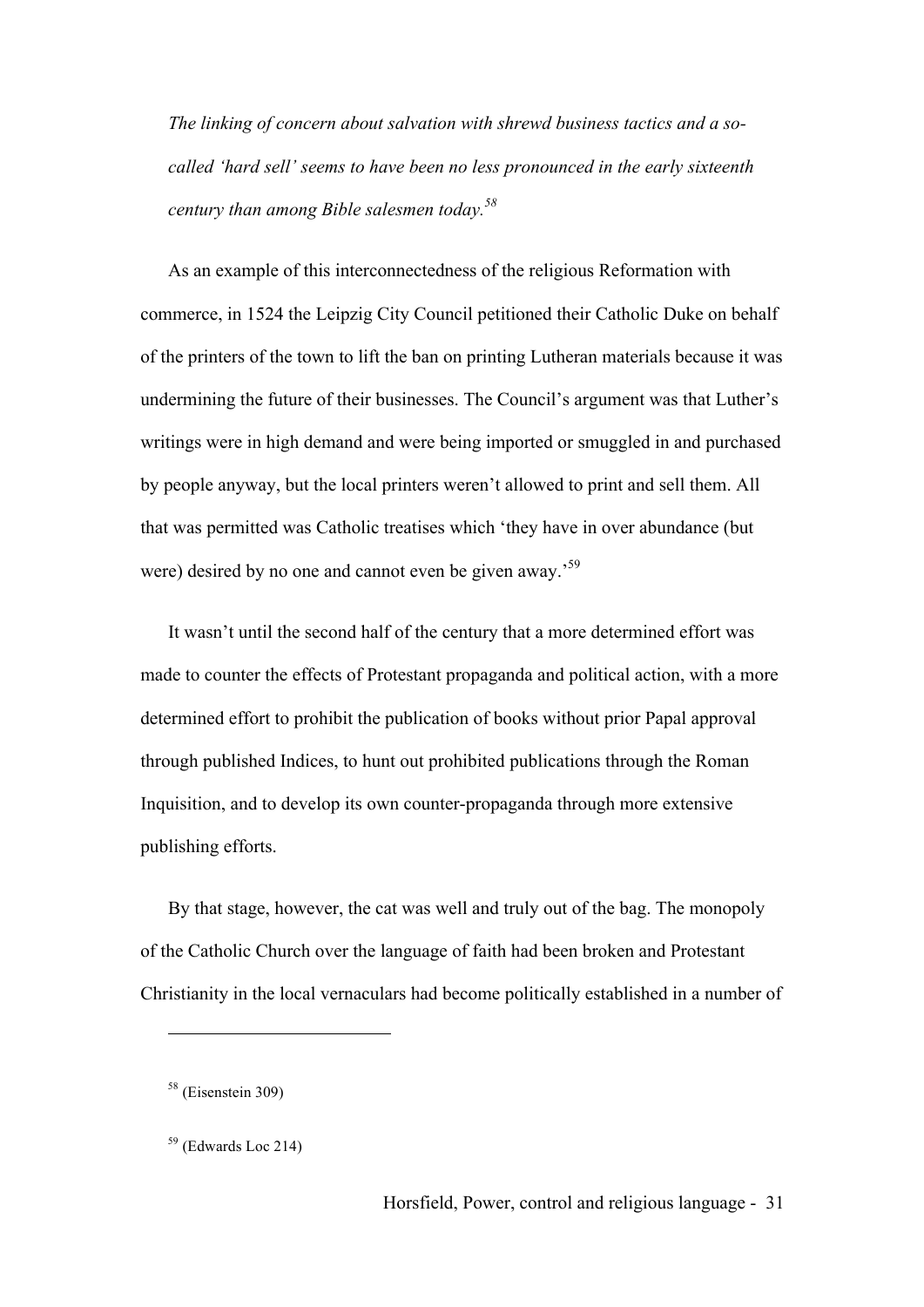*The linking of concern about salvation with shrewd business tactics and a so-called 'hard sell' seems to have been no less pronounced in the early sixteenth century than among Bible salesmen today.*[58]

As an example of this interconnectedness of the religious Reformation with commerce, in 1524 the Leipzig City Council petitioned their Catholic Duke on behalf of the printers of the town to lift the ban on printing Lutheran materials because it was undermining the future of their businesses. The Council's argument was that Luther's writings were in high demand and were being imported or smuggled in and purchased by people anyway, but the local printers weren't allowed to print and sell them. All that was permitted was Catholic treatises which 'they have in over abundance (but were) desired by no one and cannot even be given away.'[59]

It wasn't until the second half of the century that a more determined effort was made to counter the effects of Protestant propaganda and political action, with a more determined effort to prohibit the publication of books without prior Papal approval through published Indices, to hunt out prohibited publications through the Roman Inquisition, and to develop its own counter-propaganda through more extensive publishing efforts.

By that stage, however, the cat was well and truly out of the bag. The monopoly of the Catholic Church over the language of faith had been broken and Protestant Christianity in the local vernaculars had become politically established in a number of

---

[58] (Eisenstein 309)

[59] (Edwards Loc 214)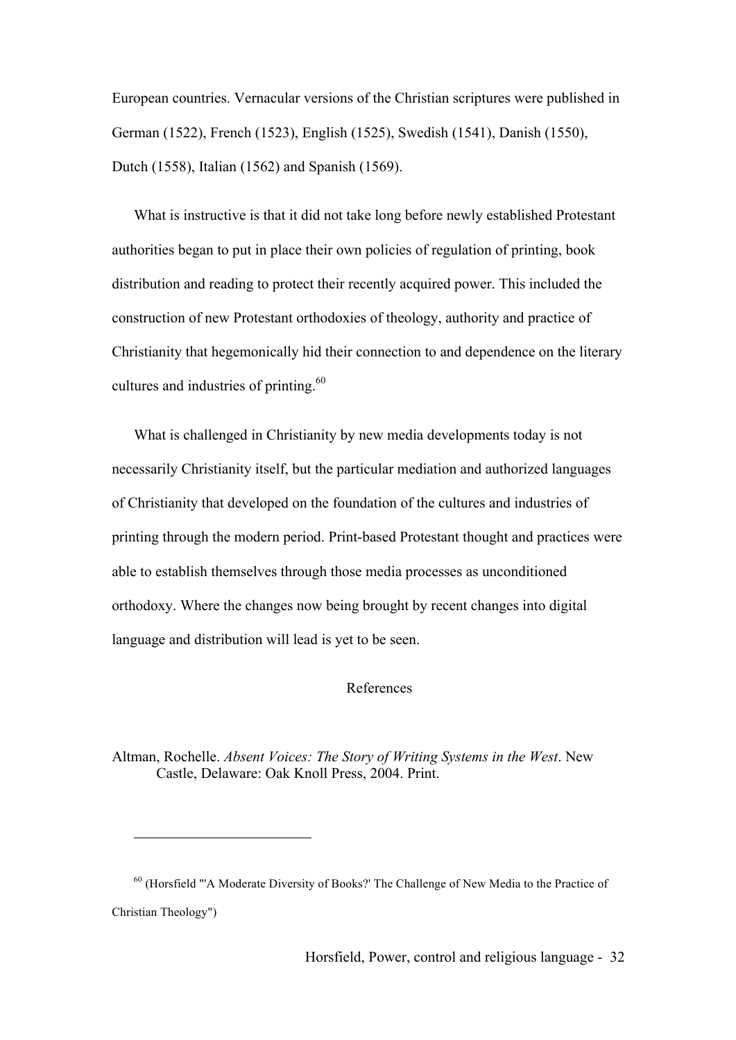European countries. Vernacular versions of the Christian scriptures were published in German (1522), French (1523), English (1525), Swedish (1541), Danish (1550), Dutch (1558), Italian (1562) and Spanish (1569).

What is instructive is that it did not take long before newly established Protestant authorities began to put in place their own policies of regulation of printing, book distribution and reading to protect their recently acquired power. This included the construction of new Protestant orthodoxies of theology, authority and practice of Christianity that hegemonically hid their connection to and dependence on the literary cultures and industries of printing.[60]

What is challenged in Christianity by new media developments today is not necessarily Christianity itself, but the particular mediation and authorized languages of Christianity that developed on the foundation of the cultures and industries of printing through the modern period. Print-based Protestant thought and practices were able to establish themselves through those media processes as unconditioned orthodoxy. Where the changes now being brought by recent changes into digital language and distribution will lead is yet to be seen.

## References

Altman, Rochelle. *Absent Voices: The Story of Writing Systems in the West*. New Castle, Delaware: Oak Knoll Press, 2004. Print.

---

[60] (Horsfield "'A Moderate Diversity of Books?' The Challenge of New Media to the Practice of Christian Theology")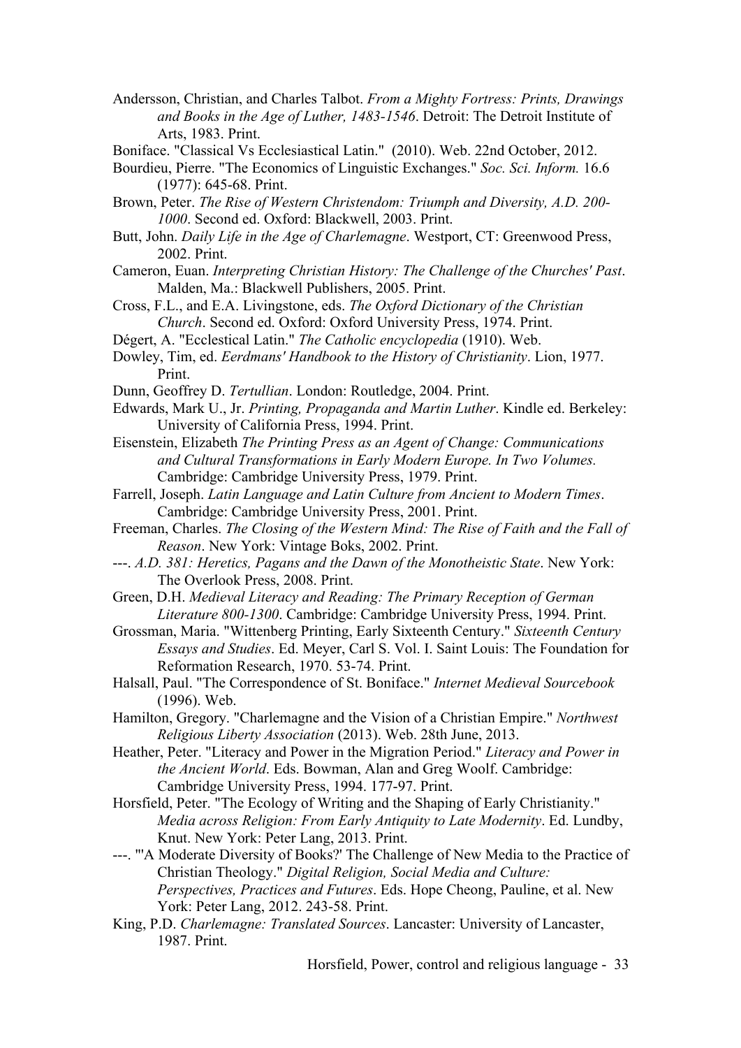Andersson, Christian, and Charles Talbot. *From a Mighty Fortress: Prints, Drawings and Books in the Age of Luther, 1483-1546*. Detroit: The Detroit Institute of Arts, 1983. Print.

Boniface. "Classical Vs Ecclesiastical Latin." (2010). Web. 22nd October, 2012.

Bourdieu, Pierre. "The Economics of Linguistic Exchanges." *Soc. Sci. Inform.* 16.6 (1977): 645-68. Print.

Brown, Peter. *The Rise of Western Christendom: Triumph and Diversity, A.D. 200-1000*. Second ed. Oxford: Blackwell, 2003. Print.

Butt, John. *Daily Life in the Age of Charlemagne*. Westport, CT: Greenwood Press, 2002. Print.

Cameron, Euan. *Interpreting Christian History: The Challenge of the Churches' Past*. Malden, Ma.: Blackwell Publishers, 2005. Print.

Cross, F.L., and E.A. Livingstone, eds. *The Oxford Dictionary of the Christian Church*. Second ed. Oxford: Oxford University Press, 1974. Print.

Dégert, A. "Ecclestical Latin." *The Catholic encyclopedia* (1910). Web.

Dowley, Tim, ed. *Eerdmans' Handbook to the History of Christianity*. Lion, 1977. Print.

Dunn, Geoffrey D. *Tertullian*. London: Routledge, 2004. Print.

Edwards, Mark U., Jr. *Printing, Propaganda and Martin Luther*. Kindle ed. Berkeley: University of California Press, 1994. Print.

Eisenstein, Elizabeth *The Printing Press as an Agent of Change: Communications and Cultural Transformations in Early Modern Europe. In Two Volumes.* Cambridge: Cambridge University Press, 1979. Print.

Farrell, Joseph. *Latin Language and Latin Culture from Ancient to Modern Times*. Cambridge: Cambridge University Press, 2001. Print.

Freeman, Charles. *The Closing of the Western Mind: The Rise of Faith and the Fall of Reason*. New York: Vintage Boks, 2002. Print.

---. *A.D. 381: Heretics, Pagans and the Dawn of the Monotheistic State*. New York: The Overlook Press, 2008. Print.

Green, D.H. *Medieval Literacy and Reading: The Primary Reception of German Literature 800-1300*. Cambridge: Cambridge University Press, 1994. Print.

Grossman, Maria. "Wittenberg Printing, Early Sixteenth Century." *Sixteenth Century Essays and Studies*. Ed. Meyer, Carl S. Vol. I. Saint Louis: The Foundation for Reformation Research, 1970. 53-74. Print.

Halsall, Paul. "The Correspondence of St. Boniface." *Internet Medieval Sourcebook* (1996). Web.

Hamilton, Gregory. "Charlemagne and the Vision of a Christian Empire." *Northwest Religious Liberty Association* (2013). Web. 28th June, 2013.

Heather, Peter. "Literacy and Power in the Migration Period." *Literacy and Power in the Ancient World*. Eds. Bowman, Alan and Greg Woolf. Cambridge: Cambridge University Press, 1994. 177-97. Print.

Horsfield, Peter. "The Ecology of Writing and the Shaping of Early Christianity." *Media across Religion: From Early Antiquity to Late Modernity*. Ed. Lundby, Knut. New York: Peter Lang, 2013. Print.

---. "'A Moderate Diversity of Books?' The Challenge of New Media to the Practice of Christian Theology." *Digital Religion, Social Media and Culture: Perspectives, Practices and Futures*. Eds. Hope Cheong, Pauline, et al. New York: Peter Lang, 2012. 243-58. Print.

King, P.D. *Charlemagne: Translated Sources*. Lancaster: University of Lancaster, 1987. Print.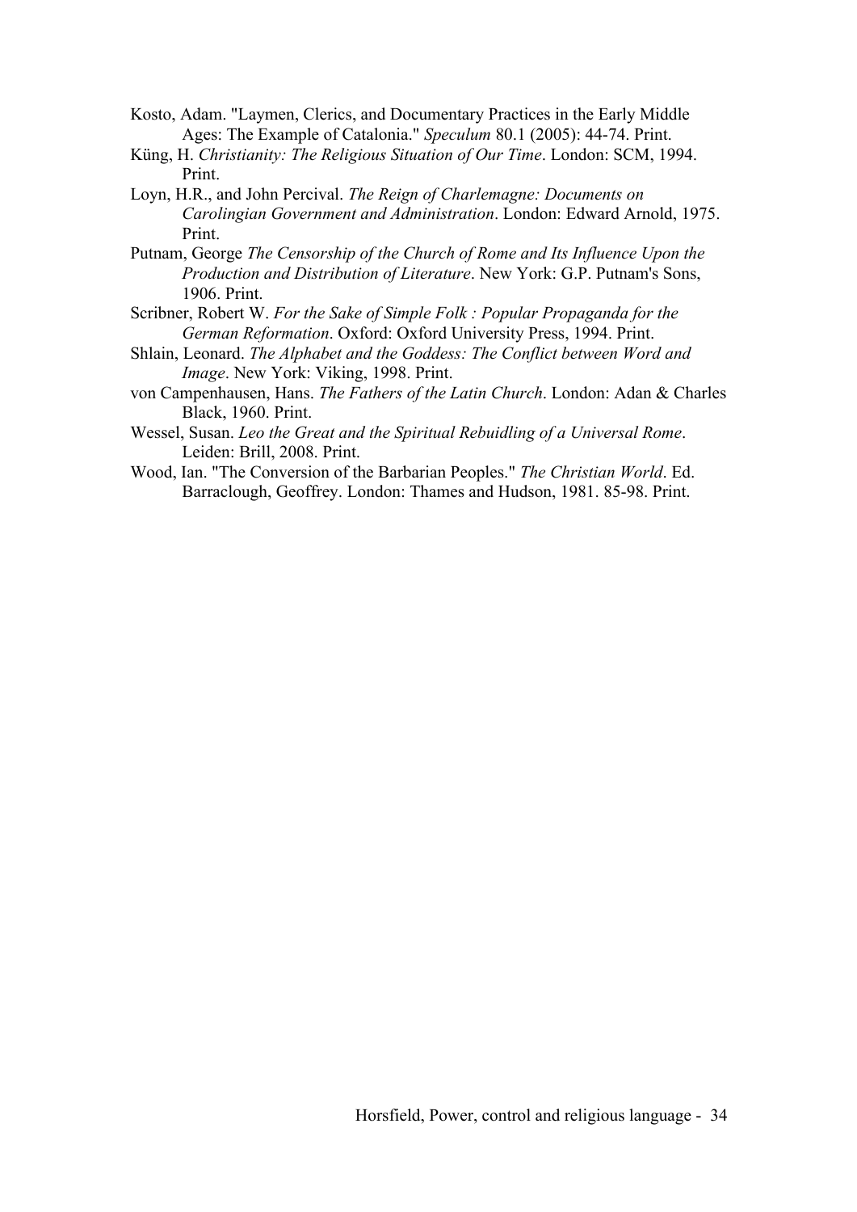Kosto, Adam. "Laymen, Clerics, and Documentary Practices in the Early Middle Ages: The Example of Catalonia." *Speculum* 80.1 (2005): 44-74. Print.

Küng, H. *Christianity: The Religious Situation of Our Time*. London: SCM, 1994. Print.

Loyn, H.R., and John Percival. *The Reign of Charlemagne: Documents on Carolingian Government and Administration*. London: Edward Arnold, 1975. Print.

Putnam, George *The Censorship of the Church of Rome and Its Influence Upon the Production and Distribution of Literature*. New York: G.P. Putnam's Sons, 1906. Print.

Scribner, Robert W. *For the Sake of Simple Folk : Popular Propaganda for the German Reformation*. Oxford: Oxford University Press, 1994. Print.

Shlain, Leonard. *The Alphabet and the Goddess: The Conflict between Word and Image*. New York: Viking, 1998. Print.

von Campenhausen, Hans. *The Fathers of the Latin Church*. London: Adan & Charles Black, 1960. Print.

Wessel, Susan. *Leo the Great and the Spiritual Rebuidling of a Universal Rome*. Leiden: Brill, 2008. Print.

Wood, Ian. "The Conversion of the Barbarian Peoples." *The Christian World*. Ed. Barraclough, Geoffrey. London: Thames and Hudson, 1981. 85-98. Print.